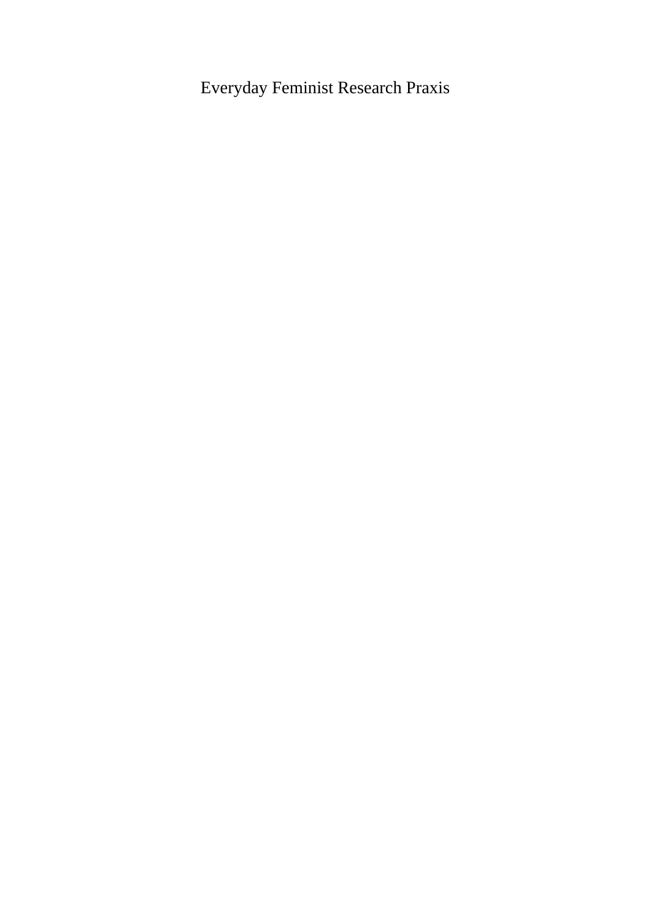# Everyday Feminist Research Praxis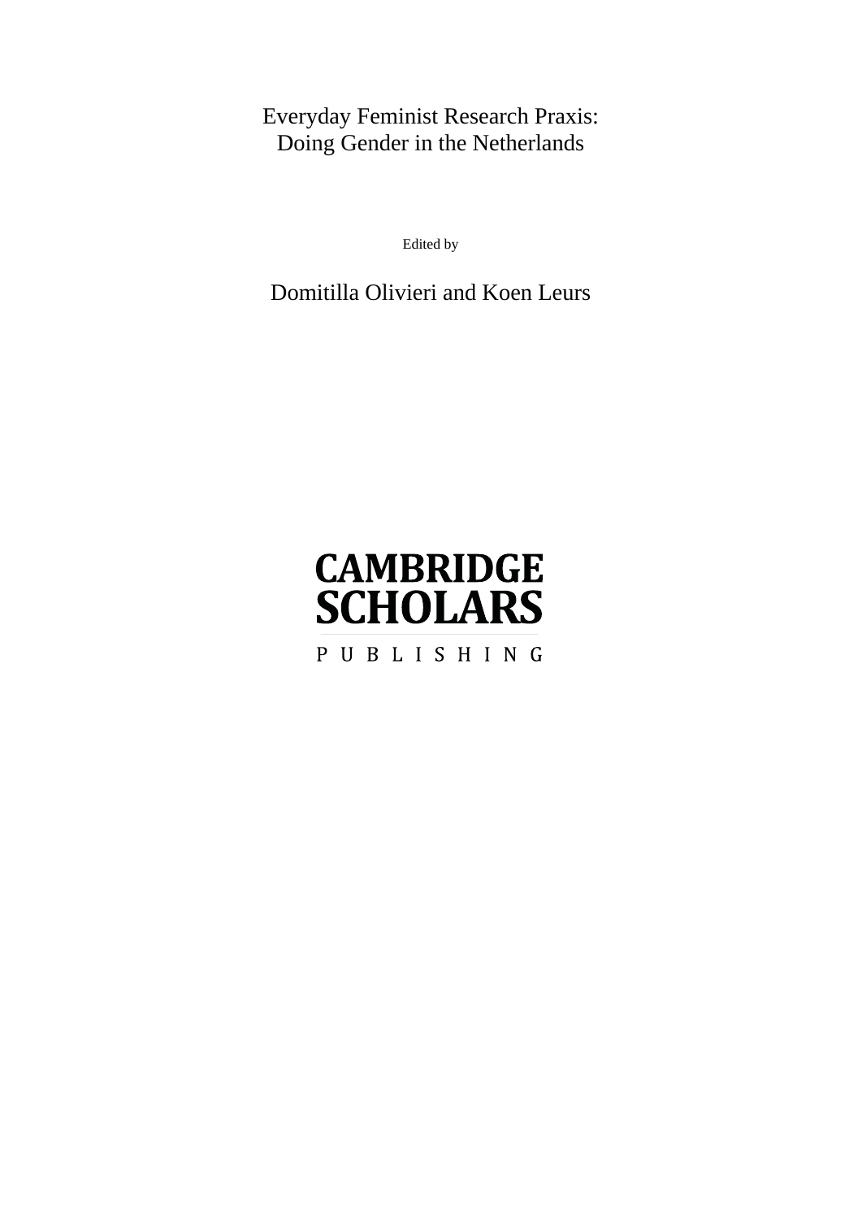# Everyday Feminist Research Praxis: Doing Gender in the Netherlands

Edited by

Domitilla Olivieri and Koen Leurs

CAMBRIDGE SCHOLARS

PUBLISHING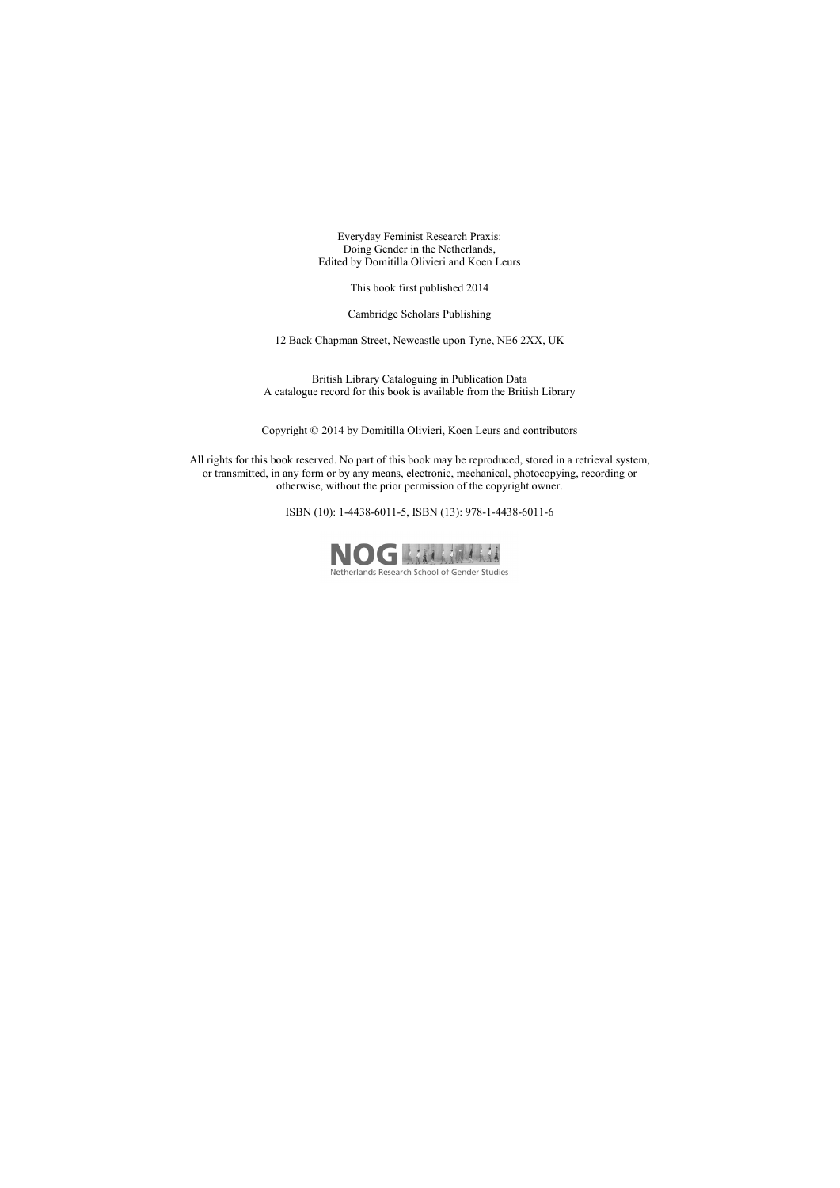Everyday Feminist Research Praxis:
Doing Gender in the Netherlands,
Edited by Domitilla Olivieri and Koen Leurs

This book first published 2014

Cambridge Scholars Publishing

12 Back Chapman Street, Newcastle upon Tyne, NE6 2XX, UK

British Library Cataloguing in Publication Data
A catalogue record for this book is available from the British Library

Copyright © 2014 by Domitilla Olivieri, Koen Leurs and contributors

All rights for this book reserved. No part of this book may be reproduced, stored in a retrieval system, or transmitted, in any form or by any means, electronic, mechanical, photocopying, recording or otherwise, without the prior permission of the copyright owner.

ISBN (10): 1-4438-6011-5, ISBN (13): 978-1-4438-6011-6

NOG
Netherlands Research School of Gender Studies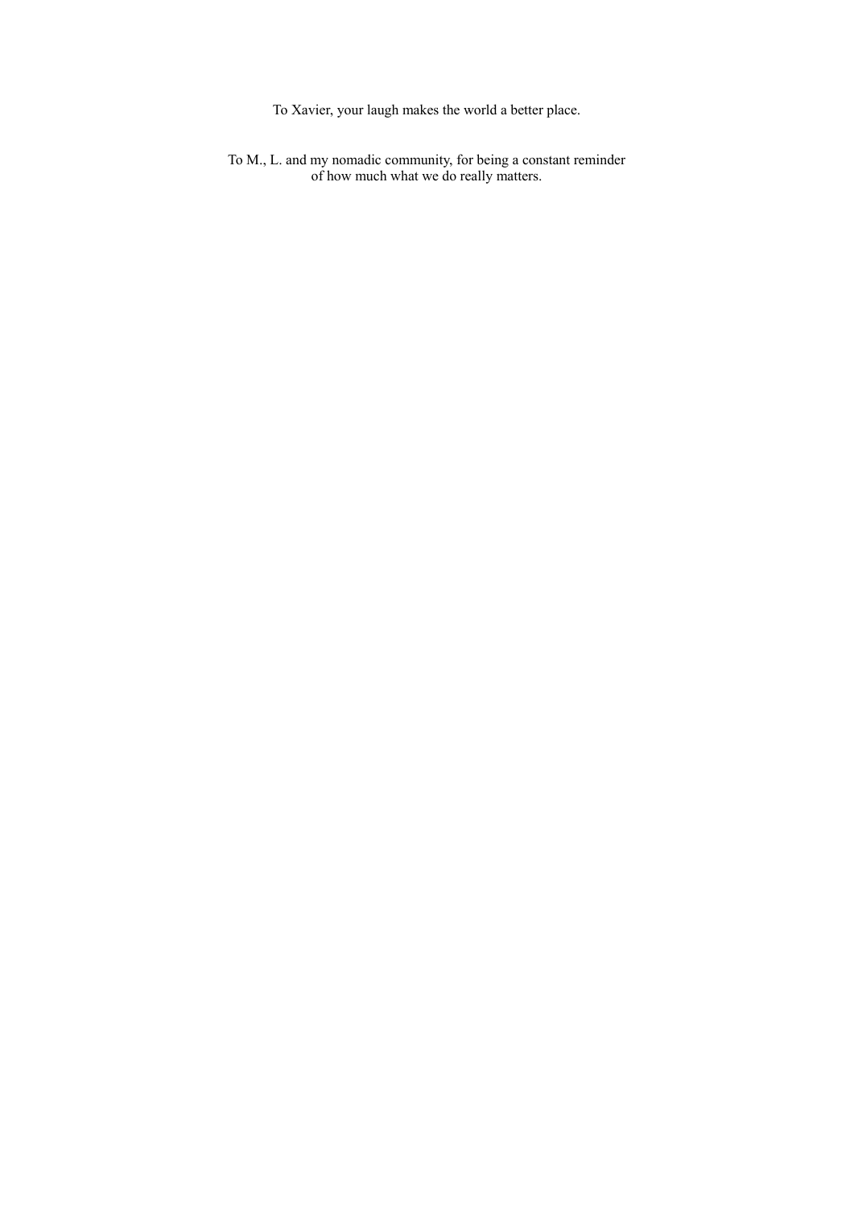To Xavier, your laugh makes the world a better place.

To M., L. and my nomadic community, for being a constant reminder of how much what we do really matters.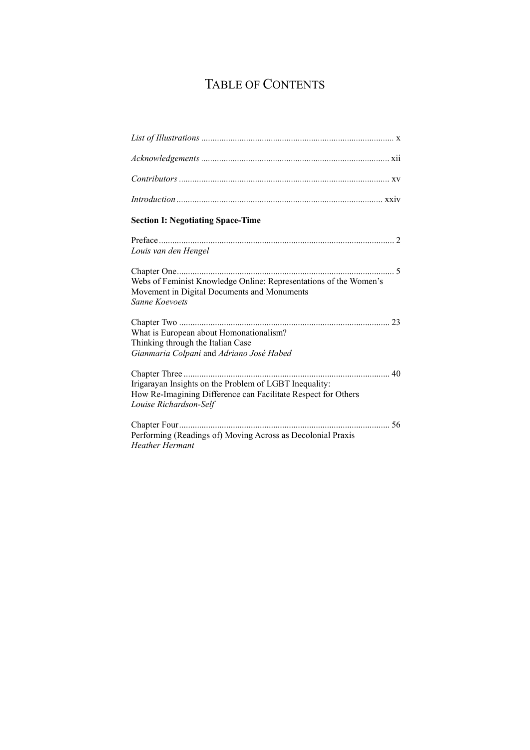# TABLE OF CONTENTS

*List of Illustrations* .................................................................................... x

*Acknowledgements* .................................................................................. xii

*Contributors* ............................................................................................ xv

*Introduction* .......................................................................................... xxiv

**Section I: Negotiating Space-Time**

Preface ........................................................................................................ 2
*Louis van den Hengel*

Chapter One ................................................................................................ 5
Webs of Feminist Knowledge Online: Representations of the Women's Movement in Digital Documents and Monuments
*Sanne Koevoets*

Chapter Two ............................................................................................. 23
What is European about Homonationalism?
Thinking through the Italian Case
*Gianmaria Colpani* and *Adriano José Habed*

Chapter Three ........................................................................................... 40
Irigarayan Insights on the Problem of LGBT Inequality:
How Re-Imagining Difference can Facilitate Respect for Others
*Louise Richardson-Self*

Chapter Four ............................................................................................. 56
Performing (Readings of) Moving Across as Decolonial Praxis
*Heather Hermant*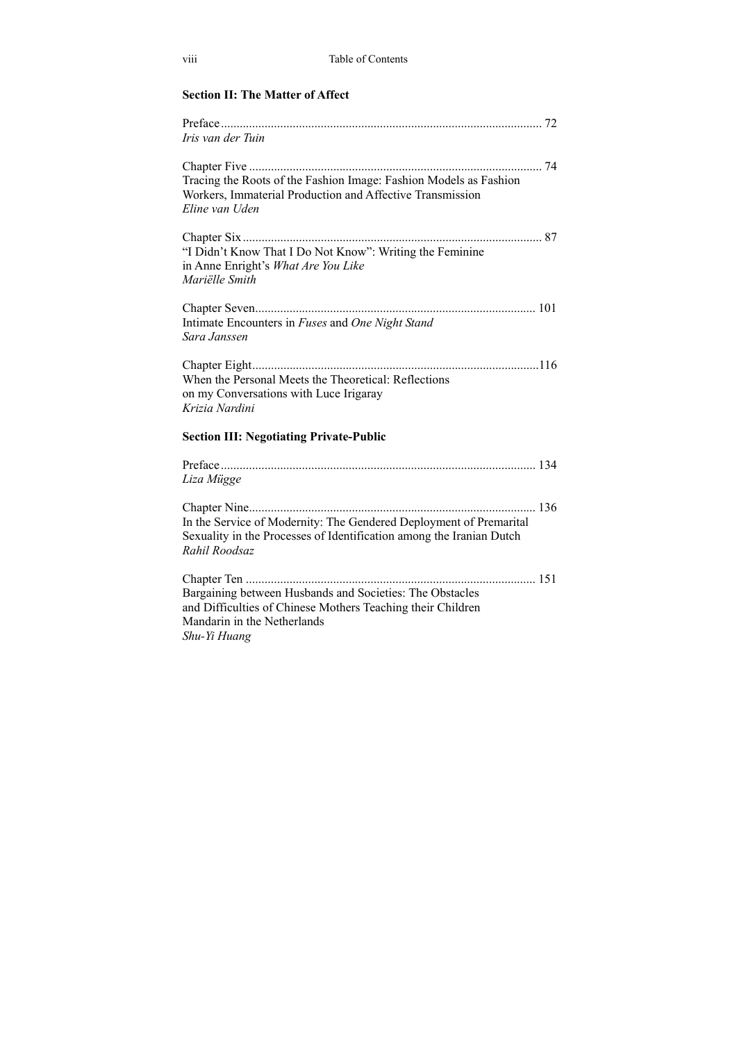## Section II: The Matter of Affect

Preface ... 72
*Iris van der Tuin*

Chapter Five ... 74
Tracing the Roots of the Fashion Image: Fashion Models as Fashion Workers, Immaterial Production and Affective Transmission
*Eline van Uden*

Chapter Six ... 87
"I Didn't Know That I Do Not Know": Writing the Feminine in Anne Enright's *What Are You Like*
*Mariëlle Smith*

Chapter Seven ... 101
Intimate Encounters in *Fuses* and *One Night Stand*
*Sara Janssen*

Chapter Eight ... 116
When the Personal Meets the Theoretical: Reflections on my Conversations with Luce Irigaray
*Krizia Nardini*

## Section III: Negotiating Private-Public

Preface ... 134
*Liza Mügge*

Chapter Nine ... 136
In the Service of Modernity: The Gendered Deployment of Premarital Sexuality in the Processes of Identification among the Iranian Dutch
*Rahil Roodsaz*

Chapter Ten ... 151
Bargaining between Husbands and Societies: The Obstacles and Difficulties of Chinese Mothers Teaching their Children Mandarin in the Netherlands
*Shu-Yi Huang*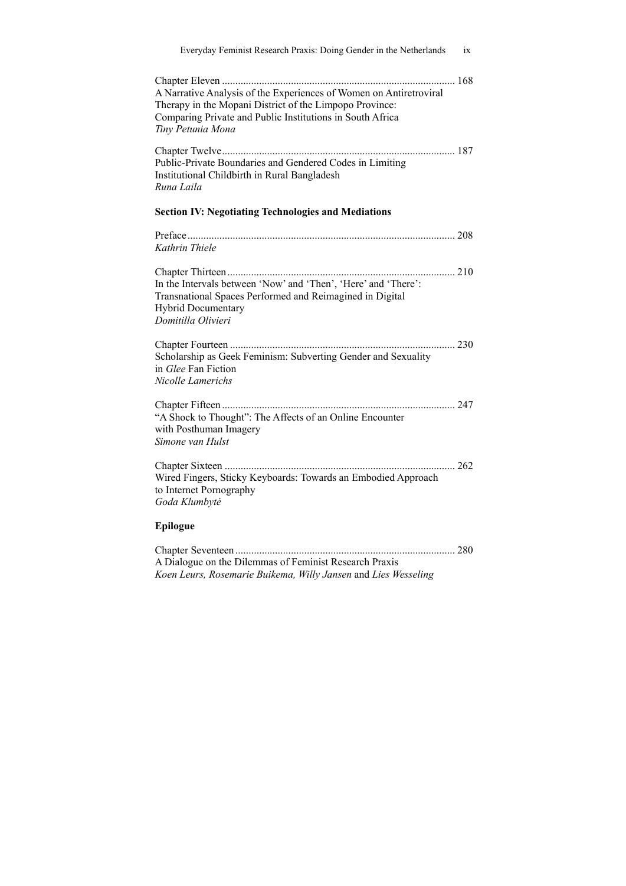Chapter Eleven ........................................................................................ 168
A Narrative Analysis of the Experiences of Women on Antiretroviral Therapy in the Mopani District of the Limpopo Province: Comparing Private and Public Institutions in South Africa
*Tiny Petunia Mona*

Chapter Twelve........................................................................................ 187
Public-Private Boundaries and Gendered Codes in Limiting Institutional Childbirth in Rural Bangladesh
*Runa Laila*

## Section IV: Negotiating Technologies and Mediations

Preface..................................................................................................... 208
*Kathrin Thiele*

Chapter Thirteen ..................................................................................... 210
In the Intervals between 'Now' and 'Then', 'Here' and 'There': Transnational Spaces Performed and Reimagined in Digital Hybrid Documentary
*Domitilla Olivieri*

Chapter Fourteen ..................................................................................... 230
Scholarship as Geek Feminism: Subverting Gender and Sexuality in *Glee* Fan Fiction
*Nicolle Lamerichs*

Chapter Fifteen ........................................................................................ 247
"A Shock to Thought": The Affects of an Online Encounter with Posthuman Imagery
*Simone van Hulst*

Chapter Sixteen ....................................................................................... 262
Wired Fingers, Sticky Keyboards: Towards an Embodied Approach to Internet Pornography
*Goda Klumbytė*

## Epilogue

Chapter Seventeen ................................................................................... 280
A Dialogue on the Dilemmas of Feminist Research Praxis
*Koen Leurs, Rosemarie Buikema, Willy Jansen* and *Lies Wesseling*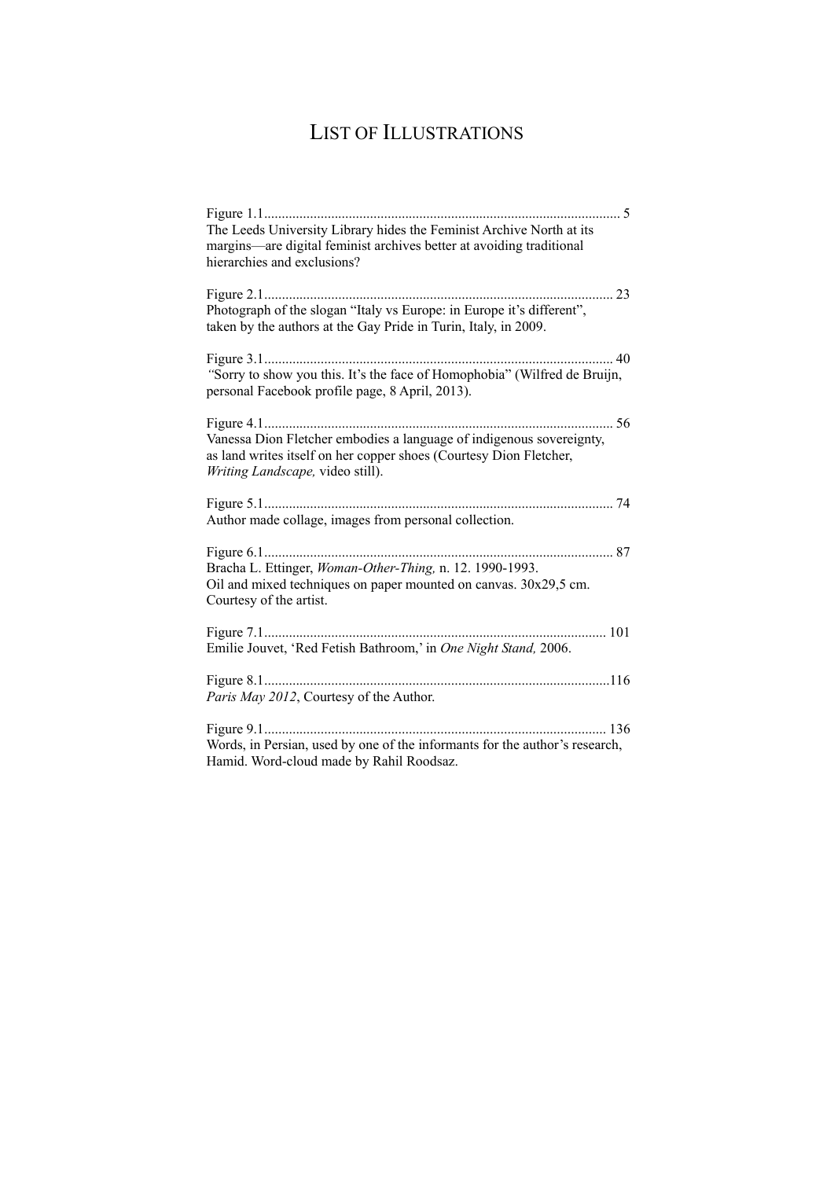# LIST OF ILLUSTRATIONS

Figure 1.1 ........................................................................................................ 5
The Leeds University Library hides the Feminist Archive North at its margins—are digital feminist archives better at avoiding traditional hierarchies and exclusions?

Figure 2.1 ........................................................................................................ 23
Photograph of the slogan "Italy vs Europe: in Europe it's different", taken by the authors at the Gay Pride in Turin, Italy, in 2009.

Figure 3.1 ........................................................................................................ 40
"Sorry to show you this. It's the face of Homophobia" (Wilfred de Bruijn, personal Facebook profile page, 8 April, 2013).

Figure 4.1 ........................................................................................................ 56
Vanessa Dion Fletcher embodies a language of indigenous sovereignty, as land writes itself on her copper shoes (Courtesy Dion Fletcher, *Writing Landscape,* video still).

Figure 5.1 ........................................................................................................ 74
Author made collage, images from personal collection.

Figure 6.1 ........................................................................................................ 87
Bracha L. Ettinger, *Woman-Other-Thing,* n. 12. 1990-1993.
Oil and mixed techniques on paper mounted on canvas. 30x29,5 cm.
Courtesy of the artist.

Figure 7.1 ........................................................................................................ 101
Emilie Jouvet, 'Red Fetish Bathroom,' in *One Night Stand,* 2006.

Figure 8.1 ........................................................................................................ 116
*Paris May 2012*, Courtesy of the Author.

Figure 9.1 ........................................................................................................ 136
Words, in Persian, used by one of the informants for the author's research, Hamid. Word-cloud made by Rahil Roodsaz.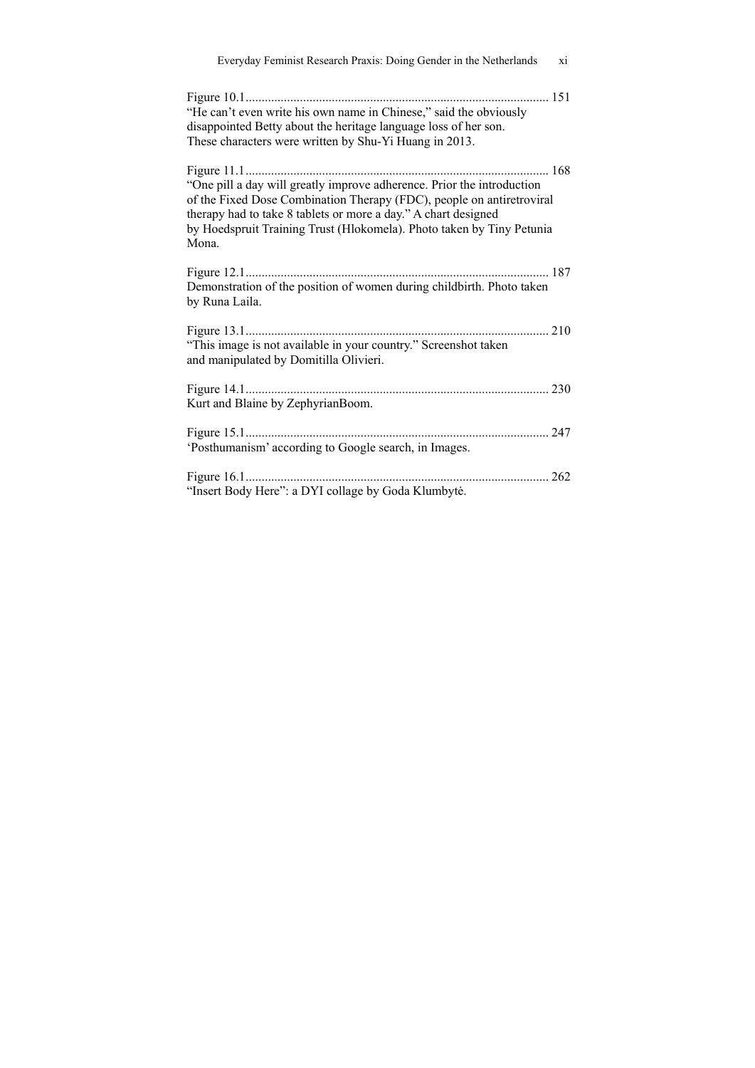Figure 10.1 .............................................................................................. 151
"He can't even write his own name in Chinese," said the obviously disappointed Betty about the heritage language loss of her son. These characters were written by Shu-Yi Huang in 2013.

Figure 11.1 .............................................................................................. 168
"One pill a day will greatly improve adherence. Prior the introduction of the Fixed Dose Combination Therapy (FDC), people on antiretroviral therapy had to take 8 tablets or more a day." A chart designed by Hoedspruit Training Trust (Hlokomela). Photo taken by Tiny Petunia Mona.

Figure 12.1 .............................................................................................. 187
Demonstration of the position of women during childbirth. Photo taken by Runa Laila.

Figure 13.1 .............................................................................................. 210
"This image is not available in your country." Screenshot taken and manipulated by Domitilla Olivieri.

Figure 14.1 .............................................................................................. 230
Kurt and Blaine by ZephyrianBoom.

Figure 15.1 .............................................................................................. 247
'Posthumanism' according to Google search, in Images.

Figure 16.1 .............................................................................................. 262
"Insert Body Here": a DYI collage by Goda Klumbytė.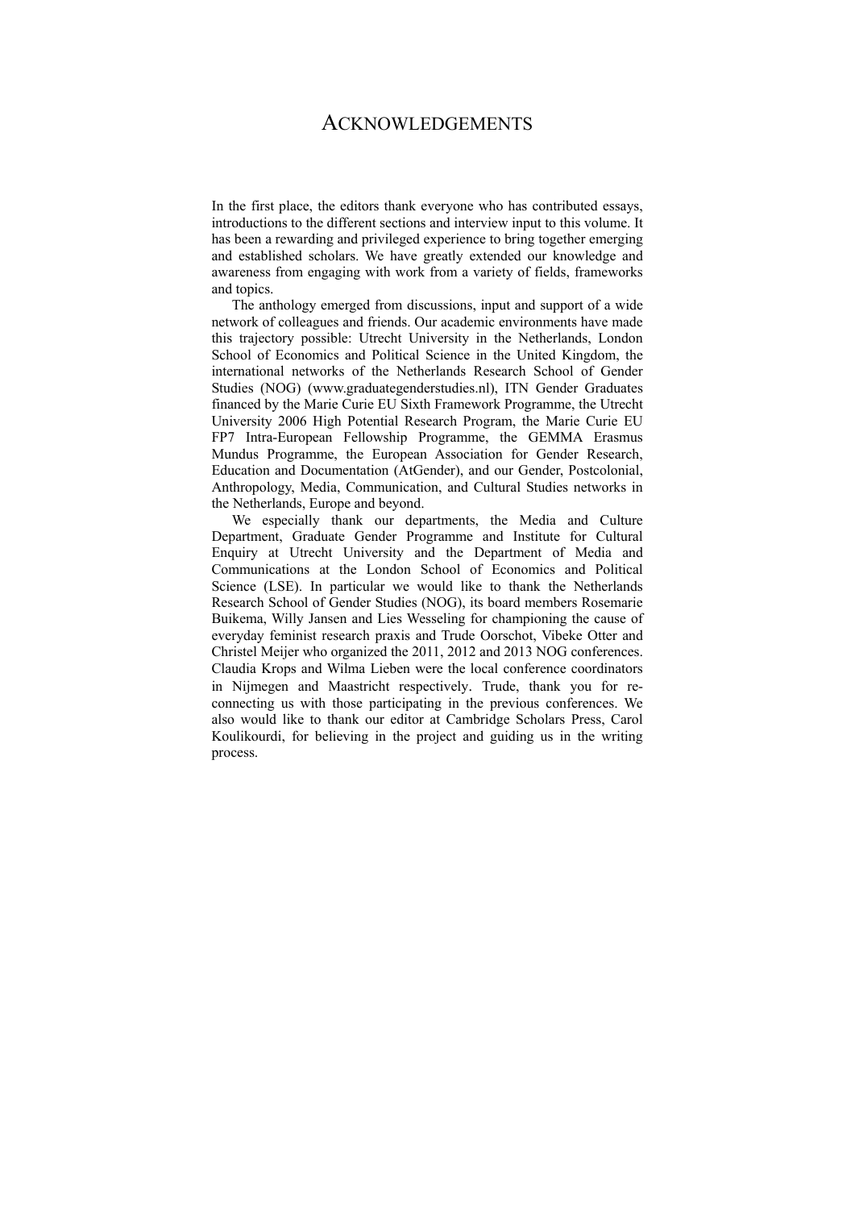# ACKNOWLEDGEMENTS

In the first place, the editors thank everyone who has contributed essays, introductions to the different sections and interview input to this volume. It has been a rewarding and privileged experience to bring together emerging and established scholars. We have greatly extended our knowledge and awareness from engaging with work from a variety of fields, frameworks and topics.

The anthology emerged from discussions, input and support of a wide network of colleagues and friends. Our academic environments have made this trajectory possible: Utrecht University in the Netherlands, London School of Economics and Political Science in the United Kingdom, the international networks of the Netherlands Research School of Gender Studies (NOG) (www.graduategenderstudies.nl), ITN Gender Graduates financed by the Marie Curie EU Sixth Framework Programme, the Utrecht University 2006 High Potential Research Program, the Marie Curie EU FP7 Intra-European Fellowship Programme, the GEMMA Erasmus Mundus Programme, the European Association for Gender Research, Education and Documentation (AtGender), and our Gender, Postcolonial, Anthropology, Media, Communication, and Cultural Studies networks in the Netherlands, Europe and beyond.

We especially thank our departments, the Media and Culture Department, Graduate Gender Programme and Institute for Cultural Enquiry at Utrecht University and the Department of Media and Communications at the London School of Economics and Political Science (LSE). In particular we would like to thank the Netherlands Research School of Gender Studies (NOG), its board members Rosemarie Buikema, Willy Jansen and Lies Wesseling for championing the cause of everyday feminist research praxis and Trude Oorschot, Vibeke Otter and Christel Meijer who organized the 2011, 2012 and 2013 NOG conferences. Claudia Krops and Wilma Lieben were the local conference coordinators in Nijmegen and Maastricht respectively. Trude, thank you for re-connecting us with those participating in the previous conferences. We also would like to thank our editor at Cambridge Scholars Press, Carol Koulikourdi, for believing in the project and guiding us in the writing process.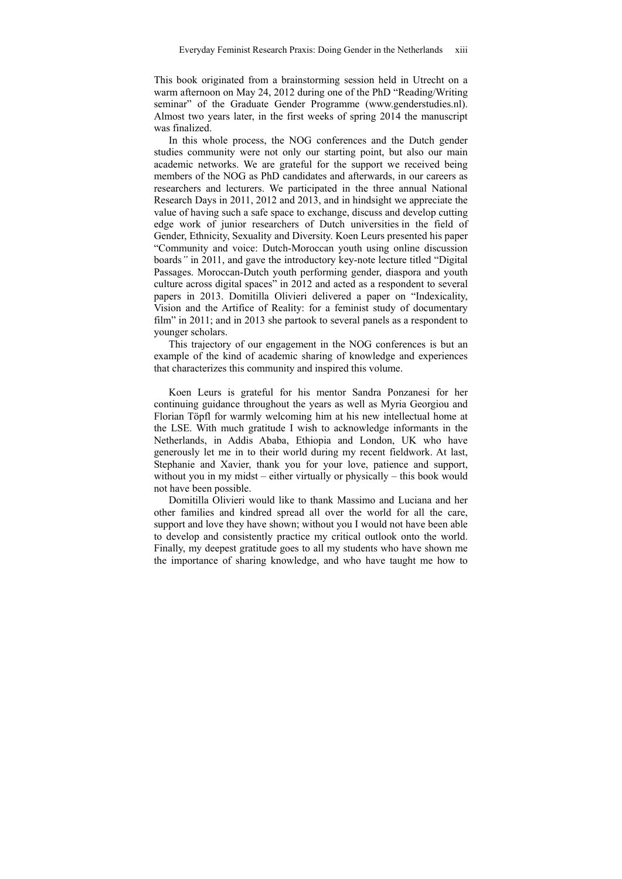This book originated from a brainstorming session held in Utrecht on a warm afternoon on May 24, 2012 during one of the PhD "Reading/Writing seminar" of the Graduate Gender Programme (www.genderstudies.nl). Almost two years later, in the first weeks of spring 2014 the manuscript was finalized.

In this whole process, the NOG conferences and the Dutch gender studies community were not only our starting point, but also our main academic networks. We are grateful for the support we received being members of the NOG as PhD candidates and afterwards, in our careers as researchers and lecturers. We participated in the three annual National Research Days in 2011, 2012 and 2013, and in hindsight we appreciate the value of having such a safe space to exchange, discuss and develop cutting edge work of junior researchers of Dutch universities in the field of Gender, Ethnicity, Sexuality and Diversity. Koen Leurs presented his paper "Community and voice: Dutch-Moroccan youth using online discussion boards" in 2011, and gave the introductory key-note lecture titled "Digital Passages. Moroccan-Dutch youth performing gender, diaspora and youth culture across digital spaces" in 2012 and acted as a respondent to several papers in 2013. Domitilla Olivieri delivered a paper on "Indexicality, Vision and the Artifice of Reality: for a feminist study of documentary film" in 2011; and in 2013 she partook to several panels as a respondent to younger scholars.

This trajectory of our engagement in the NOG conferences is but an example of the kind of academic sharing of knowledge and experiences that characterizes this community and inspired this volume.

Koen Leurs is grateful for his mentor Sandra Ponzanesi for her continuing guidance throughout the years as well as Myria Georgiou and Florian Töpfl for warmly welcoming him at his new intellectual home at the LSE. With much gratitude I wish to acknowledge informants in the Netherlands, in Addis Ababa, Ethiopia and London, UK who have generously let me in to their world during my recent fieldwork. At last, Stephanie and Xavier, thank you for your love, patience and support, without you in my midst – either virtually or physically – this book would not have been possible.

Domitilla Olivieri would like to thank Massimo and Luciana and her other families and kindred spread all over the world for all the care, support and love they have shown; without you I would not have been able to develop and consistently practice my critical outlook onto the world. Finally, my deepest gratitude goes to all my students who have shown me the importance of sharing knowledge, and who have taught me how to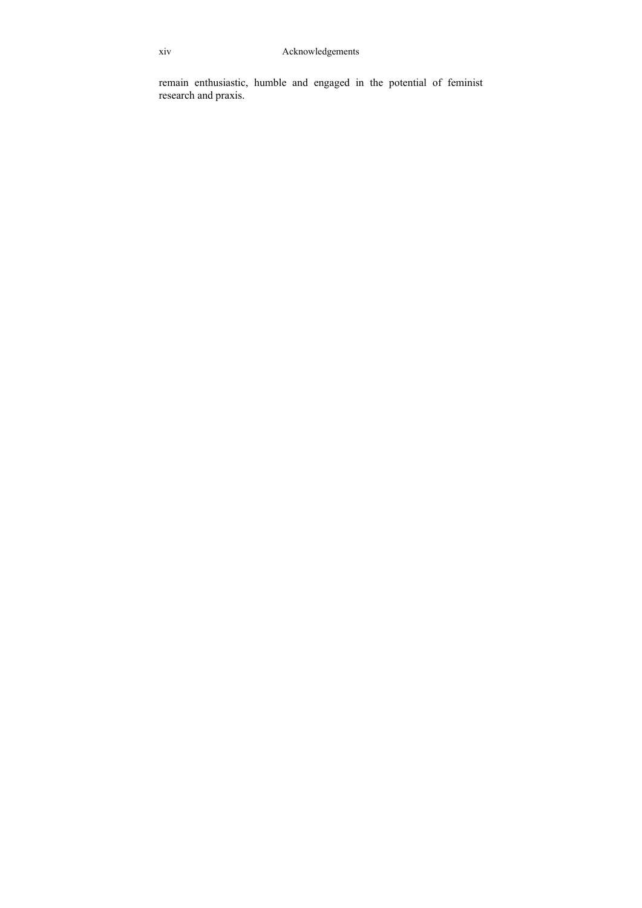remain enthusiastic, humble and engaged in the potential of feminist research and praxis.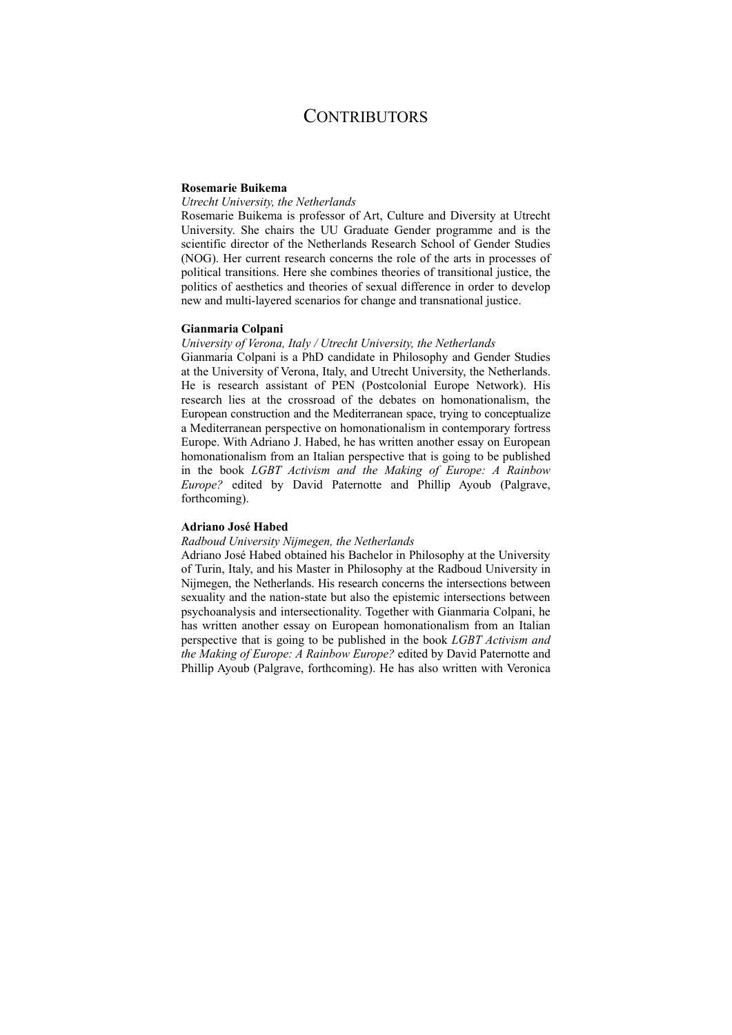# CONTRIBUTORS

**Rosemarie Buikema**

*Utrecht University, the Netherlands*

Rosemarie Buikema is professor of Art, Culture and Diversity at Utrecht University. She chairs the UU Graduate Gender programme and is the scientific director of the Netherlands Research School of Gender Studies (NOG). Her current research concerns the role of the arts in processes of political transitions. Here she combines theories of transitional justice, the politics of aesthetics and theories of sexual difference in order to develop new and multi-layered scenarios for change and transnational justice.

**Gianmaria Colpani**

*University of Verona, Italy / Utrecht University, the Netherlands*

Gianmaria Colpani is a PhD candidate in Philosophy and Gender Studies at the University of Verona, Italy, and Utrecht University, the Netherlands. He is research assistant of PEN (Postcolonial Europe Network). His research lies at the crossroad of the debates on homonationalism, the European construction and the Mediterranean space, trying to conceptualize a Mediterranean perspective on homonationalism in contemporary fortress Europe. With Adriano J. Habed, he has written another essay on European homonationalism from an Italian perspective that is going to be published in the book *LGBT Activism and the Making of Europe: A Rainbow Europe?* edited by David Paternotte and Phillip Ayoub (Palgrave, forthcoming).

**Adriano José Habed**

*Radboud University Nijmegen, the Netherlands*

Adriano José Habed obtained his Bachelor in Philosophy at the University of Turin, Italy, and his Master in Philosophy at the Radboud University in Nijmegen, the Netherlands. His research concerns the intersections between sexuality and the nation-state but also the epistemic intersections between psychoanalysis and intersectionality. Together with Gianmaria Colpani, he has written another essay on European homonationalism from an Italian perspective that is going to be published in the book *LGBT Activism and the Making of Europe: A Rainbow Europe?* edited by David Paternotte and Phillip Ayoub (Palgrave, forthcoming). He has also written with Veronica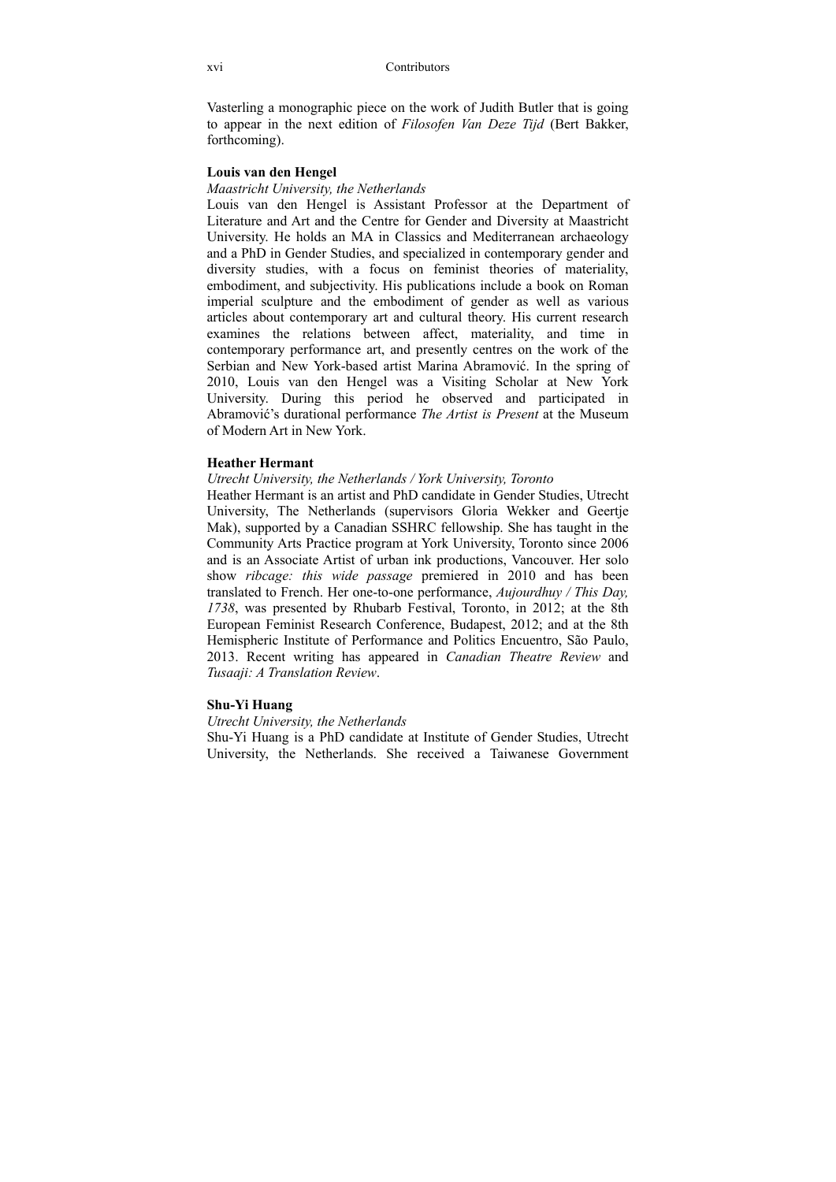Vasterling a monographic piece on the work of Judith Butler that is going to appear in the next edition of *Filosofen Van Deze Tijd* (Bert Bakker, forthcoming).

**Louis van den Hengel**

*Maastricht University, the Netherlands*

Louis van den Hengel is Assistant Professor at the Department of Literature and Art and the Centre for Gender and Diversity at Maastricht University. He holds an MA in Classics and Mediterranean archaeology and a PhD in Gender Studies, and specialized in contemporary gender and diversity studies, with a focus on feminist theories of materiality, embodiment, and subjectivity. His publications include a book on Roman imperial sculpture and the embodiment of gender as well as various articles about contemporary art and cultural theory. His current research examines the relations between affect, materiality, and time in contemporary performance art, and presently centres on the work of the Serbian and New York-based artist Marina Abramović. In the spring of 2010, Louis van den Hengel was a Visiting Scholar at New York University. During this period he observed and participated in Abramović's durational performance *The Artist is Present* at the Museum of Modern Art in New York.

**Heather Hermant**

*Utrecht University, the Netherlands / York University, Toronto*

Heather Hermant is an artist and PhD candidate in Gender Studies, Utrecht University, The Netherlands (supervisors Gloria Wekker and Geertje Mak), supported by a Canadian SSHRC fellowship. She has taught in the Community Arts Practice program at York University, Toronto since 2006 and is an Associate Artist of urban ink productions, Vancouver. Her solo show *ribcage: this wide passage* premiered in 2010 and has been translated to French. Her one-to-one performance, *Aujourdhuy / This Day, 1738*, was presented by Rhubarb Festival, Toronto, in 2012; at the 8th European Feminist Research Conference, Budapest, 2012; and at the 8th Hemispheric Institute of Performance and Politics Encuentro, São Paulo, 2013. Recent writing has appeared in *Canadian Theatre Review* and *Tusaaji: A Translation Review*.

**Shu-Yi Huang**

*Utrecht University, the Netherlands*

Shu-Yi Huang is a PhD candidate at Institute of Gender Studies, Utrecht University, the Netherlands. She received a Taiwanese Government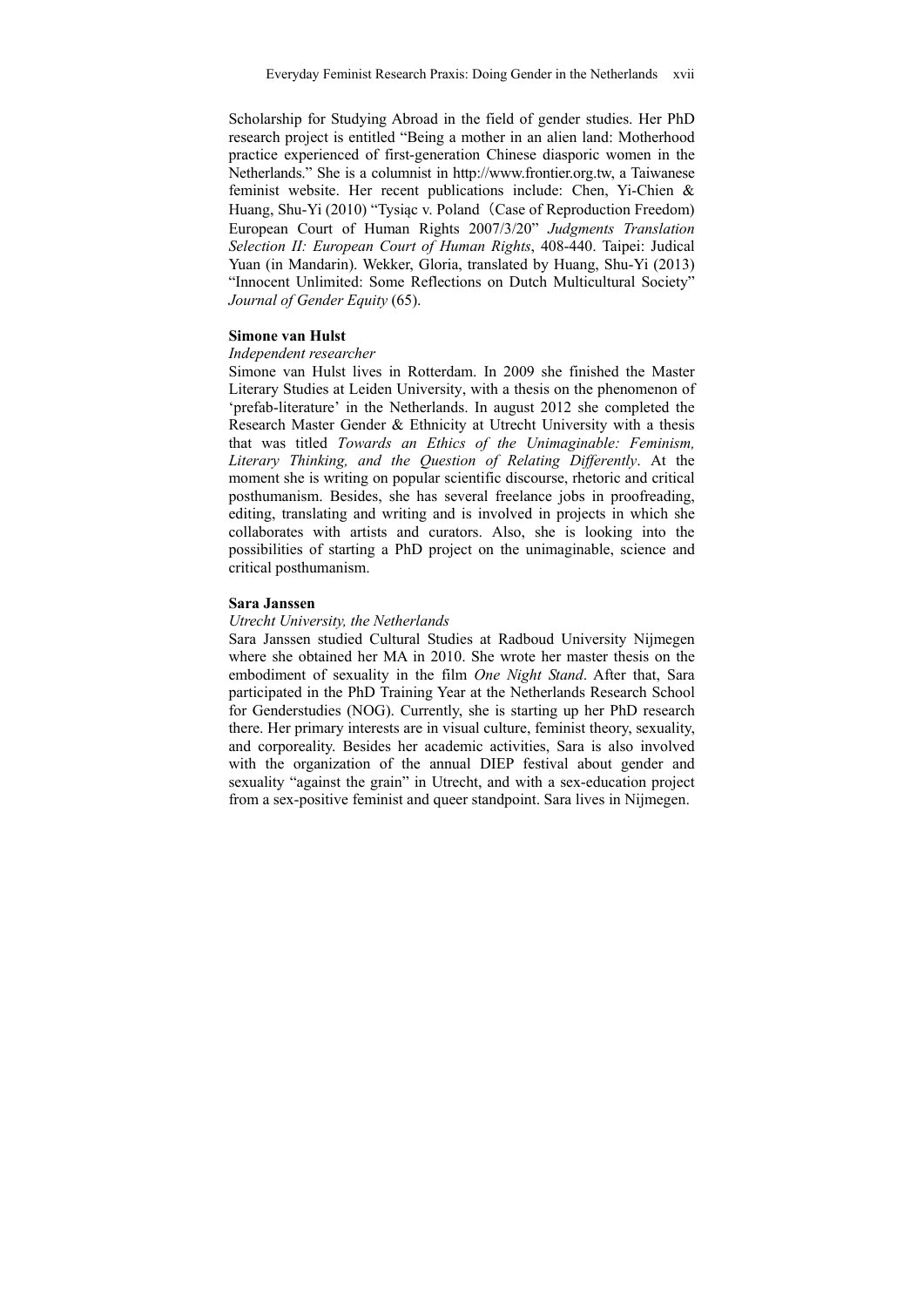Scholarship for Studying Abroad in the field of gender studies. Her PhD research project is entitled "Being a mother in an alien land: Motherhood practice experienced of first-generation Chinese diasporic women in the Netherlands." She is a columnist in http://www.frontier.org.tw, a Taiwanese feminist website. Her recent publications include: Chen, Yi-Chien & Huang, Shu-Yi (2010) "Tysiąc v. Poland（Case of Reproduction Freedom) European Court of Human Rights 2007/3/20" *Judgments Translation Selection II: European Court of Human Rights*, 408-440. Taipei: Judical Yuan (in Mandarin). Wekker, Gloria, translated by Huang, Shu-Yi (2013) "Innocent Unlimited: Some Reflections on Dutch Multicultural Society" *Journal of Gender Equity* (65).

**Simone van Hulst**

*Independent researcher*

Simone van Hulst lives in Rotterdam. In 2009 she finished the Master Literary Studies at Leiden University, with a thesis on the phenomenon of 'prefab-literature' in the Netherlands. In august 2012 she completed the Research Master Gender & Ethnicity at Utrecht University with a thesis that was titled *Towards an Ethics of the Unimaginable: Feminism, Literary Thinking, and the Question of Relating Differently*. At the moment she is writing on popular scientific discourse, rhetoric and critical posthumanism. Besides, she has several freelance jobs in proofreading, editing, translating and writing and is involved in projects in which she collaborates with artists and curators. Also, she is looking into the possibilities of starting a PhD project on the unimaginable, science and critical posthumanism.

**Sara Janssen**

*Utrecht University, the Netherlands*

Sara Janssen studied Cultural Studies at Radboud University Nijmegen where she obtained her MA in 2010. She wrote her master thesis on the embodiment of sexuality in the film *One Night Stand*. After that, Sara participated in the PhD Training Year at the Netherlands Research School for Genderstudies (NOG). Currently, she is starting up her PhD research there. Her primary interests are in visual culture, feminist theory, sexuality, and corporeality. Besides her academic activities, Sara is also involved with the organization of the annual DIEP festival about gender and sexuality "against the grain" in Utrecht, and with a sex-education project from a sex-positive feminist and queer standpoint. Sara lives in Nijmegen.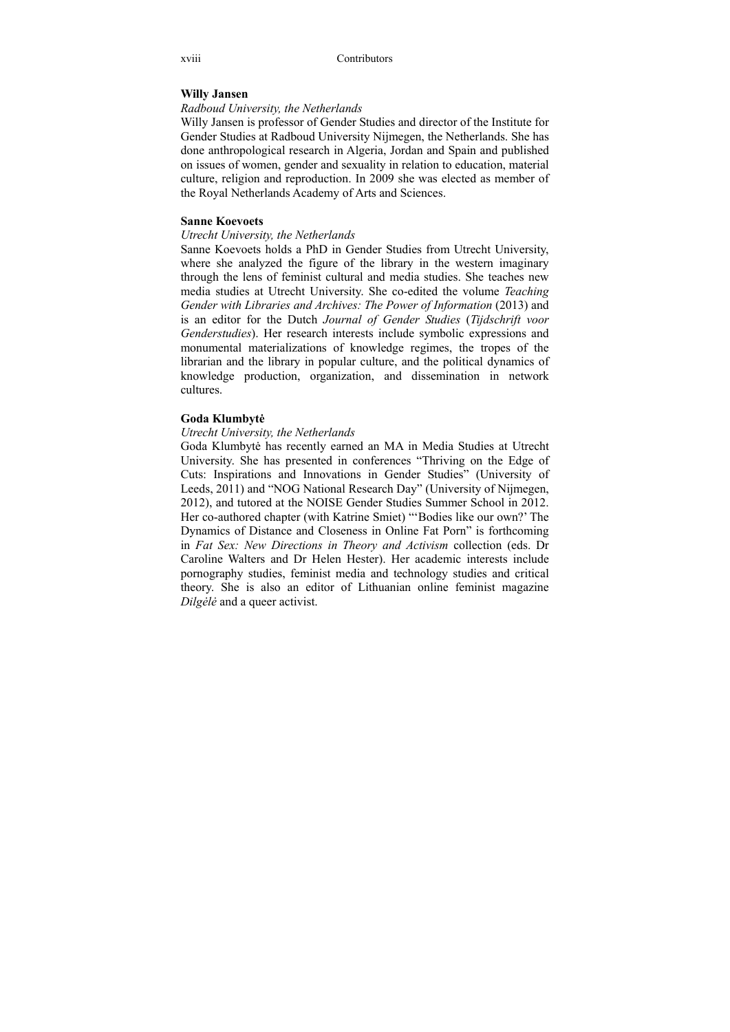**Willy Jansen**

*Radboud University, the Netherlands*

Willy Jansen is professor of Gender Studies and director of the Institute for Gender Studies at Radboud University Nijmegen, the Netherlands. She has done anthropological research in Algeria, Jordan and Spain and published on issues of women, gender and sexuality in relation to education, material culture, religion and reproduction. In 2009 she was elected as member of the Royal Netherlands Academy of Arts and Sciences.

**Sanne Koevoets**

*Utrecht University, the Netherlands*

Sanne Koevoets holds a PhD in Gender Studies from Utrecht University, where she analyzed the figure of the library in the western imaginary through the lens of feminist cultural and media studies. She teaches new media studies at Utrecht University. She co-edited the volume *Teaching Gender with Libraries and Archives: The Power of Information* (2013) and is an editor for the Dutch *Journal of Gender Studies* (*Tijdschrift voor Genderstudies*). Her research interests include symbolic expressions and monumental materializations of knowledge regimes, the tropes of the librarian and the library in popular culture, and the political dynamics of knowledge production, organization, and dissemination in network cultures.

**Goda Klumbytė**

*Utrecht University, the Netherlands*

Goda Klumbytė has recently earned an MA in Media Studies at Utrecht University. She has presented in conferences "Thriving on the Edge of Cuts: Inspirations and Innovations in Gender Studies" (University of Leeds, 2011) and "NOG National Research Day" (University of Nijmegen, 2012), and tutored at the NOISE Gender Studies Summer School in 2012. Her co-authored chapter (with Katrine Smiet) "'Bodies like our own?' The Dynamics of Distance and Closeness in Online Fat Porn" is forthcoming in *Fat Sex: New Directions in Theory and Activism* collection (eds. Dr Caroline Walters and Dr Helen Hester). Her academic interests include pornography studies, feminist media and technology studies and critical theory. She is also an editor of Lithuanian online feminist magazine *Dilgėlė* and a queer activist.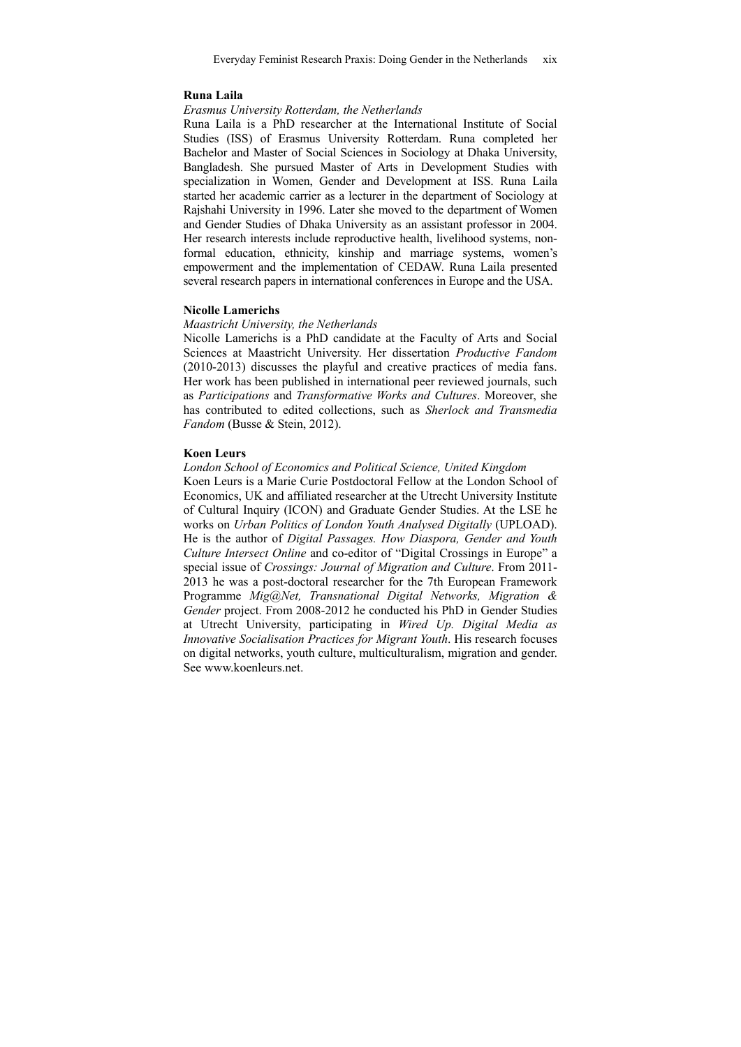**Runa Laila**

*Erasmus University Rotterdam, the Netherlands*

Runa Laila is a PhD researcher at the International Institute of Social Studies (ISS) of Erasmus University Rotterdam. Runa completed her Bachelor and Master of Social Sciences in Sociology at Dhaka University, Bangladesh. She pursued Master of Arts in Development Studies with specialization in Women, Gender and Development at ISS. Runa Laila started her academic carrier as a lecturer in the department of Sociology at Rajshahi University in 1996. Later she moved to the department of Women and Gender Studies of Dhaka University as an assistant professor in 2004. Her research interests include reproductive health, livelihood systems, non-formal education, ethnicity, kinship and marriage systems, women's empowerment and the implementation of CEDAW. Runa Laila presented several research papers in international conferences in Europe and the USA.

**Nicolle Lamerichs**

*Maastricht University, the Netherlands*

Nicolle Lamerichs is a PhD candidate at the Faculty of Arts and Social Sciences at Maastricht University. Her dissertation *Productive Fandom* (2010-2013) discusses the playful and creative practices of media fans. Her work has been published in international peer reviewed journals, such as *Participations* and *Transformative Works and Cultures*. Moreover, she has contributed to edited collections, such as *Sherlock and Transmedia Fandom* (Busse & Stein, 2012).

**Koen Leurs**

*London School of Economics and Political Science, United Kingdom*

Koen Leurs is a Marie Curie Postdoctoral Fellow at the London School of Economics, UK and affiliated researcher at the Utrecht University Institute of Cultural Inquiry (ICON) and Graduate Gender Studies. At the LSE he works on *Urban Politics of London Youth Analysed Digitally* (UPLOAD). He is the author of *Digital Passages. How Diaspora, Gender and Youth Culture Intersect Online* and co-editor of "Digital Crossings in Europe" a special issue of *Crossings: Journal of Migration and Culture*. From 2011-2013 he was a post-doctoral researcher for the 7th European Framework Programme *Mig@Net, Transnational Digital Networks, Migration & Gender* project. From 2008-2012 he conducted his PhD in Gender Studies at Utrecht University, participating in *Wired Up. Digital Media as Innovative Socialisation Practices for Migrant Youth*. His research focuses on digital networks, youth culture, multiculturalism, migration and gender. See www.koenleurs.net.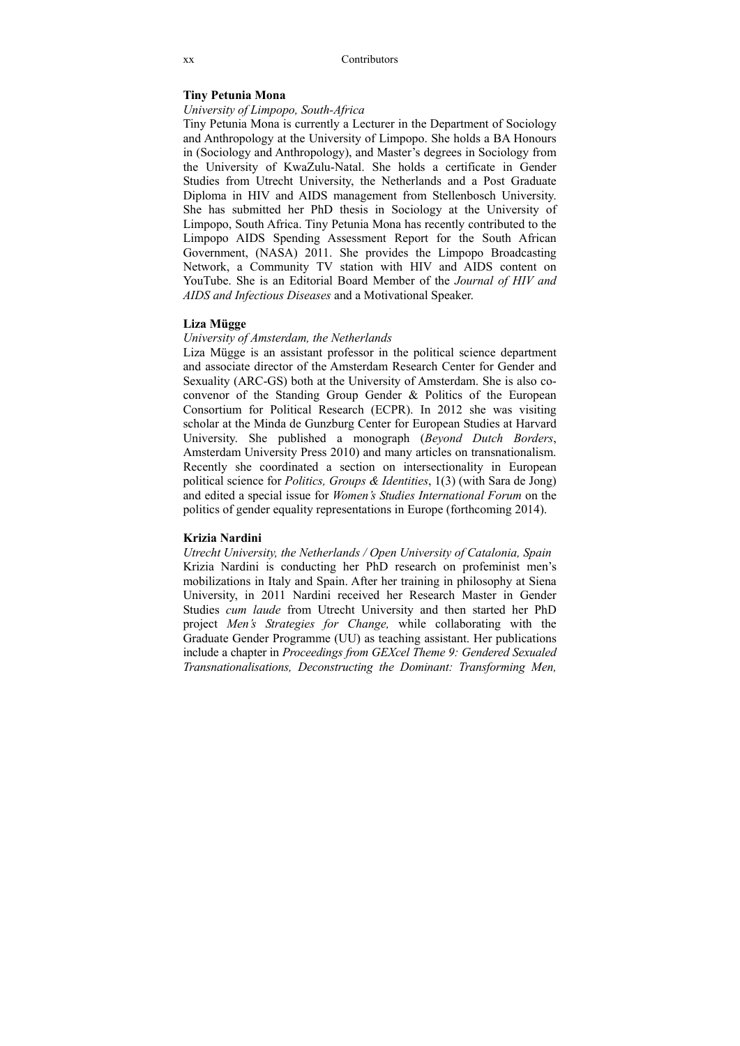**Tiny Petunia Mona**

*University of Limpopo, South-Africa*

Tiny Petunia Mona is currently a Lecturer in the Department of Sociology and Anthropology at the University of Limpopo. She holds a BA Honours in (Sociology and Anthropology), and Master's degrees in Sociology from the University of KwaZulu-Natal. She holds a certificate in Gender Studies from Utrecht University, the Netherlands and a Post Graduate Diploma in HIV and AIDS management from Stellenbosch University. She has submitted her PhD thesis in Sociology at the University of Limpopo, South Africa. Tiny Petunia Mona has recently contributed to the Limpopo AIDS Spending Assessment Report for the South African Government, (NASA) 2011. She provides the Limpopo Broadcasting Network, a Community TV station with HIV and AIDS content on YouTube. She is an Editorial Board Member of the *Journal of HIV and AIDS and Infectious Diseases* and a Motivational Speaker.

**Liza Mügge**

*University of Amsterdam, the Netherlands*

Liza Mügge is an assistant professor in the political science department and associate director of the Amsterdam Research Center for Gender and Sexuality (ARC-GS) both at the University of Amsterdam. She is also co-convenor of the Standing Group Gender & Politics of the European Consortium for Political Research (ECPR). In 2012 she was visiting scholar at the Minda de Gunzburg Center for European Studies at Harvard University. She published a monograph (*Beyond Dutch Borders*, Amsterdam University Press 2010) and many articles on transnationalism. Recently she coordinated a section on intersectionality in European political science for *Politics, Groups & Identities*, 1(3) (with Sara de Jong) and edited a special issue for *Women's Studies International Forum* on the politics of gender equality representations in Europe (forthcoming 2014).

**Krizia Nardini**

*Utrecht University, the Netherlands / Open University of Catalonia, Spain*

Krizia Nardini is conducting her PhD research on profeminist men's mobilizations in Italy and Spain. After her training in philosophy at Siena University, in 2011 Nardini received her Research Master in Gender Studies *cum laude* from Utrecht University and then started her PhD project *Men's Strategies for Change,* while collaborating with the Graduate Gender Programme (UU) as teaching assistant. Her publications include a chapter in *Proceedings from GEXcel Theme 9: Gendered Sexualed Transnationalisations, Deconstructing the Dominant: Transforming Men,*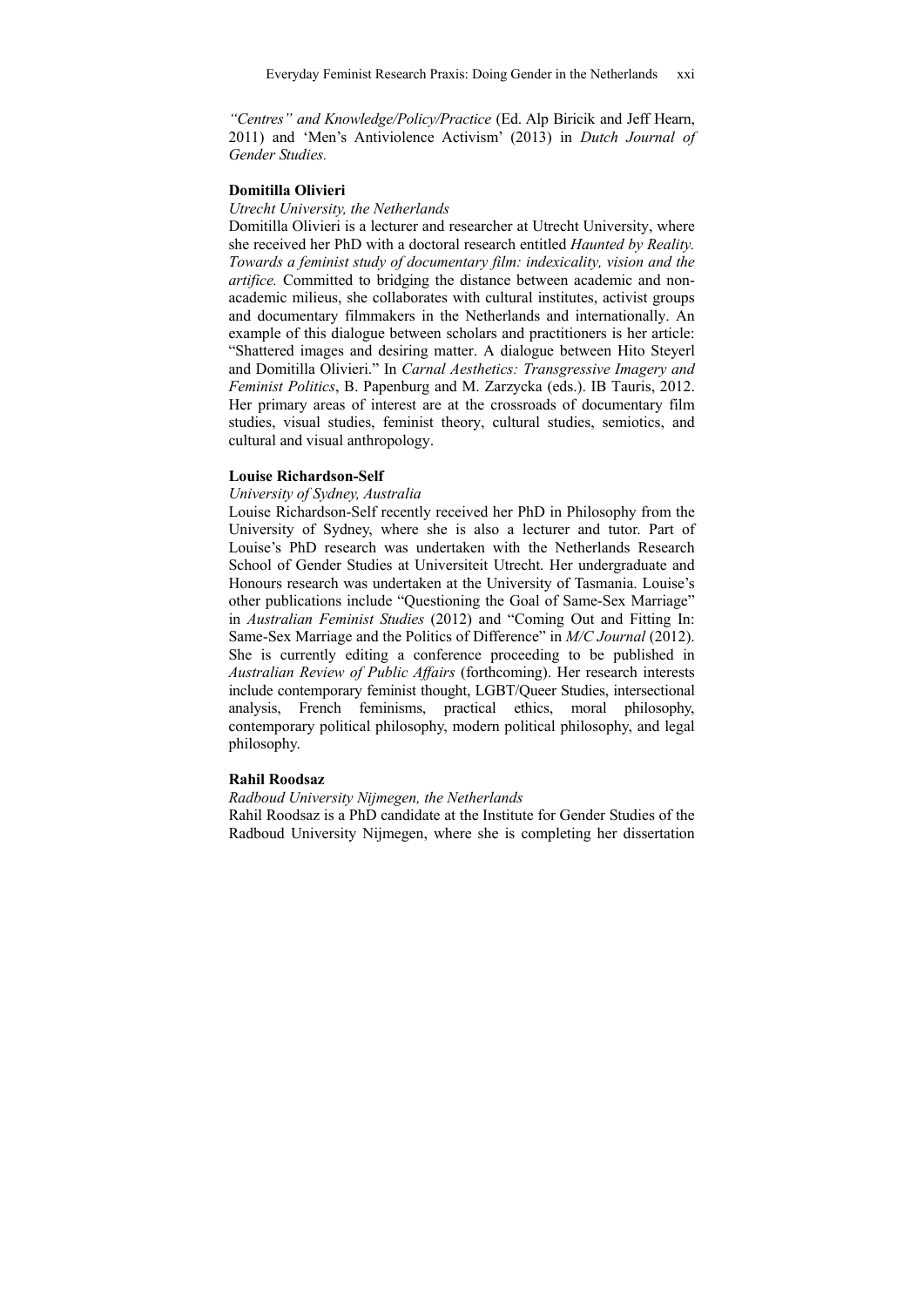*"Centres" and Knowledge/Policy/Practice* (Ed. Alp Biricik and Jeff Hearn, 2011) and 'Men's Antiviolence Activism' (2013) in *Dutch Journal of Gender Studies.*

**Domitilla Olivieri**

*Utrecht University, the Netherlands*

Domitilla Olivieri is a lecturer and researcher at Utrecht University, where she received her PhD with a doctoral research entitled *Haunted by Reality. Towards a feminist study of documentary film: indexicality, vision and the artifice.* Committed to bridging the distance between academic and non-academic milieus, she collaborates with cultural institutes, activist groups and documentary filmmakers in the Netherlands and internationally. An example of this dialogue between scholars and practitioners is her article: "Shattered images and desiring matter. A dialogue between Hito Steyerl and Domitilla Olivieri." In *Carnal Aesthetics: Transgressive Imagery and Feminist Politics*, B. Papenburg and M. Zarzycka (eds.). IB Tauris, 2012. Her primary areas of interest are at the crossroads of documentary film studies, visual studies, feminist theory, cultural studies, semiotics, and cultural and visual anthropology.

**Louise Richardson-Self**

*University of Sydney, Australia*

Louise Richardson-Self recently received her PhD in Philosophy from the University of Sydney, where she is also a lecturer and tutor. Part of Louise's PhD research was undertaken with the Netherlands Research School of Gender Studies at Universiteit Utrecht. Her undergraduate and Honours research was undertaken at the University of Tasmania. Louise's other publications include "Questioning the Goal of Same-Sex Marriage" in *Australian Feminist Studies* (2012) and "Coming Out and Fitting In: Same-Sex Marriage and the Politics of Difference" in *M/C Journal* (2012). She is currently editing a conference proceeding to be published in *Australian Review of Public Affairs* (forthcoming). Her research interests include contemporary feminist thought, LGBT/Queer Studies, intersectional analysis, French feminisms, practical ethics, moral philosophy, contemporary political philosophy, modern political philosophy, and legal philosophy.

**Rahil Roodsaz**

*Radboud University Nijmegen, the Netherlands*

Rahil Roodsaz is a PhD candidate at the Institute for Gender Studies of the Radboud University Nijmegen, where she is completing her dissertation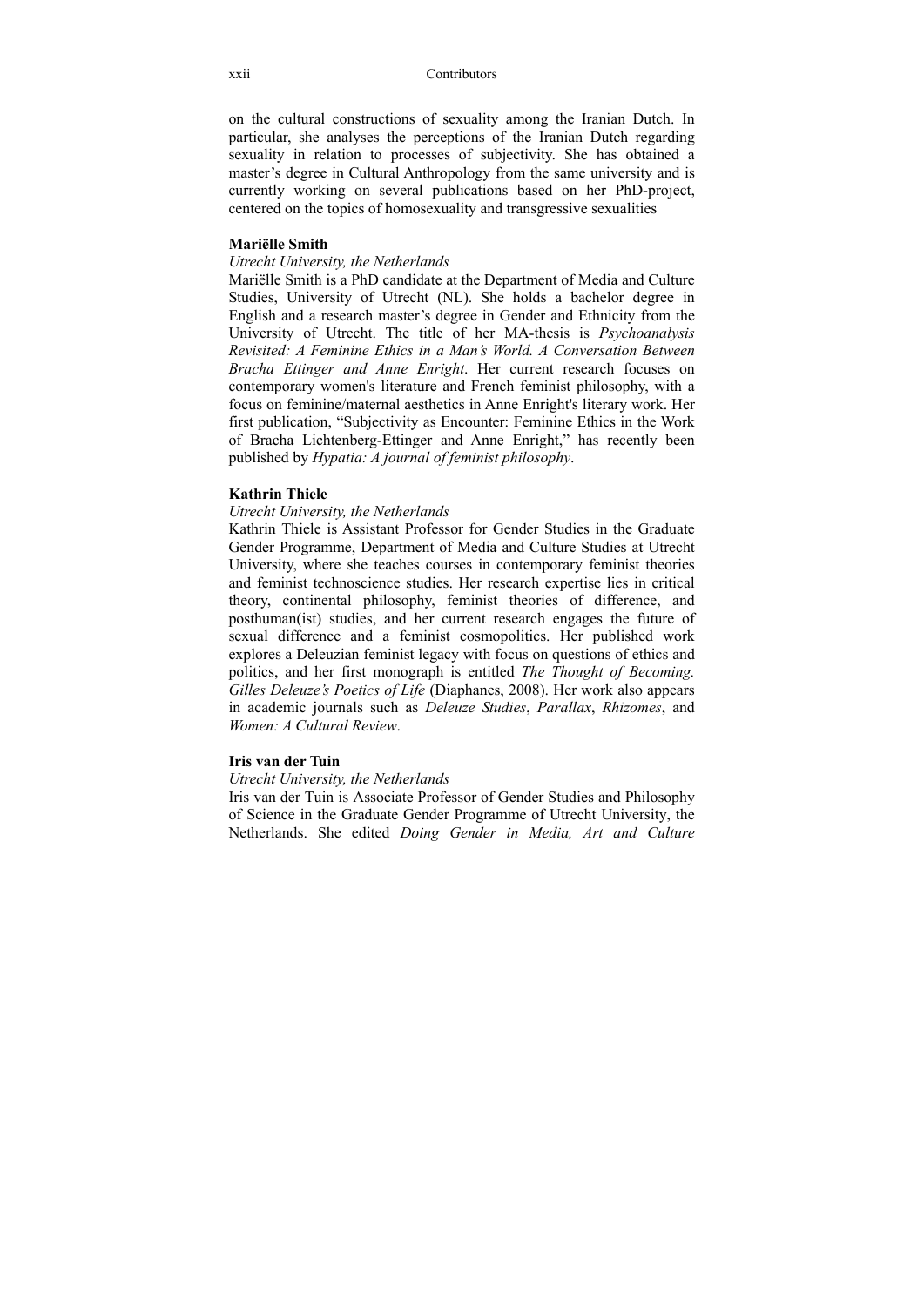on the cultural constructions of sexuality among the Iranian Dutch. In particular, she analyses the perceptions of the Iranian Dutch regarding sexuality in relation to processes of subjectivity. She has obtained a master's degree in Cultural Anthropology from the same university and is currently working on several publications based on her PhD-project, centered on the topics of homosexuality and transgressive sexualities

**Mariëlle Smith**

*Utrecht University, the Netherlands*

Mariëlle Smith is a PhD candidate at the Department of Media and Culture Studies, University of Utrecht (NL). She holds a bachelor degree in English and a research master's degree in Gender and Ethnicity from the University of Utrecht. The title of her MA-thesis is *Psychoanalysis Revisited: A Feminine Ethics in a Man's World. A Conversation Between Bracha Ettinger and Anne Enright*. Her current research focuses on contemporary women's literature and French feminist philosophy, with a focus on feminine/maternal aesthetics in Anne Enright's literary work. Her first publication, "Subjectivity as Encounter: Feminine Ethics in the Work of Bracha Lichtenberg-Ettinger and Anne Enright," has recently been published by *Hypatia: A journal of feminist philosophy*.

**Kathrin Thiele**

*Utrecht University, the Netherlands*

Kathrin Thiele is Assistant Professor for Gender Studies in the Graduate Gender Programme, Department of Media and Culture Studies at Utrecht University, where she teaches courses in contemporary feminist theories and feminist technoscience studies. Her research expertise lies in critical theory, continental philosophy, feminist theories of difference, and posthuman(ist) studies, and her current research engages the future of sexual difference and a feminist cosmopolitics. Her published work explores a Deleuzian feminist legacy with focus on questions of ethics and politics, and her first monograph is entitled *The Thought of Becoming. Gilles Deleuze's Poetics of Life* (Diaphanes, 2008). Her work also appears in academic journals such as *Deleuze Studies*, *Parallax*, *Rhizomes*, and *Women: A Cultural Review*.

**Iris van der Tuin**

*Utrecht University, the Netherlands*

Iris van der Tuin is Associate Professor of Gender Studies and Philosophy of Science in the Graduate Gender Programme of Utrecht University, the Netherlands. She edited *Doing Gender in Media, Art and Culture*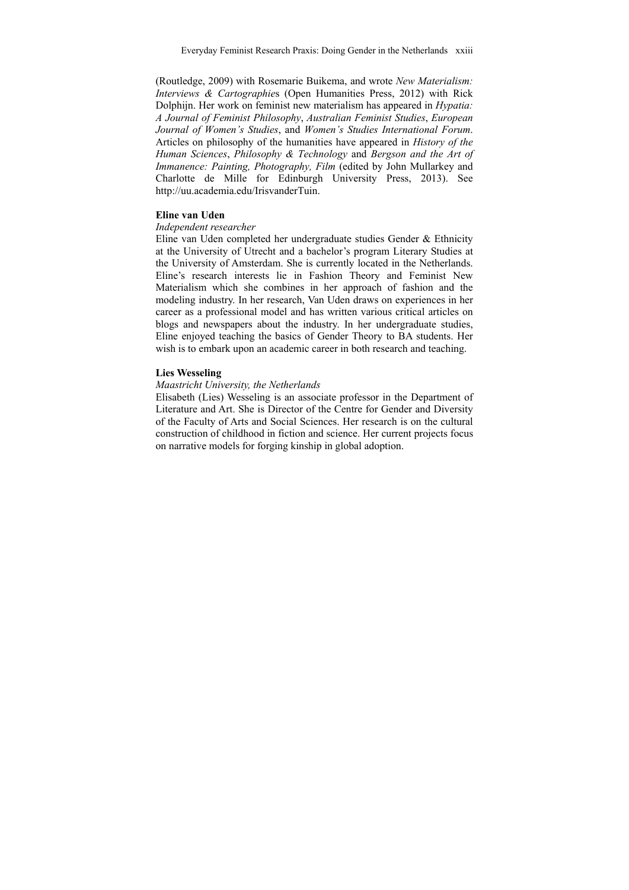(Routledge, 2009) with Rosemarie Buikema, and wrote *New Materialism: Interviews & Cartographies* (Open Humanities Press, 2012) with Rick Dolphijn. Her work on feminist new materialism has appeared in *Hypatia: A Journal of Feminist Philosophy*, *Australian Feminist Studies*, *European Journal of Women's Studies*, and *Women's Studies International Forum*. Articles on philosophy of the humanities have appeared in *History of the Human Sciences*, *Philosophy & Technology* and *Bergson and the Art of Immanence: Painting, Photography, Film* (edited by John Mullarkey and Charlotte de Mille for Edinburgh University Press, 2013). See http://uu.academia.edu/IrisvanderTuin.

**Eline van Uden**

*Independent researcher*

Eline van Uden completed her undergraduate studies Gender & Ethnicity at the University of Utrecht and a bachelor's program Literary Studies at the University of Amsterdam. She is currently located in the Netherlands. Eline's research interests lie in Fashion Theory and Feminist New Materialism which she combines in her approach of fashion and the modeling industry. In her research, Van Uden draws on experiences in her career as a professional model and has written various critical articles on blogs and newspapers about the industry. In her undergraduate studies, Eline enjoyed teaching the basics of Gender Theory to BA students. Her wish is to embark upon an academic career in both research and teaching.

**Lies Wesseling**

*Maastricht University, the Netherlands*

Elisabeth (Lies) Wesseling is an associate professor in the Department of Literature and Art. She is Director of the Centre for Gender and Diversity of the Faculty of Arts and Social Sciences. Her research is on the cultural construction of childhood in fiction and science. Her current projects focus on narrative models for forging kinship in global adoption.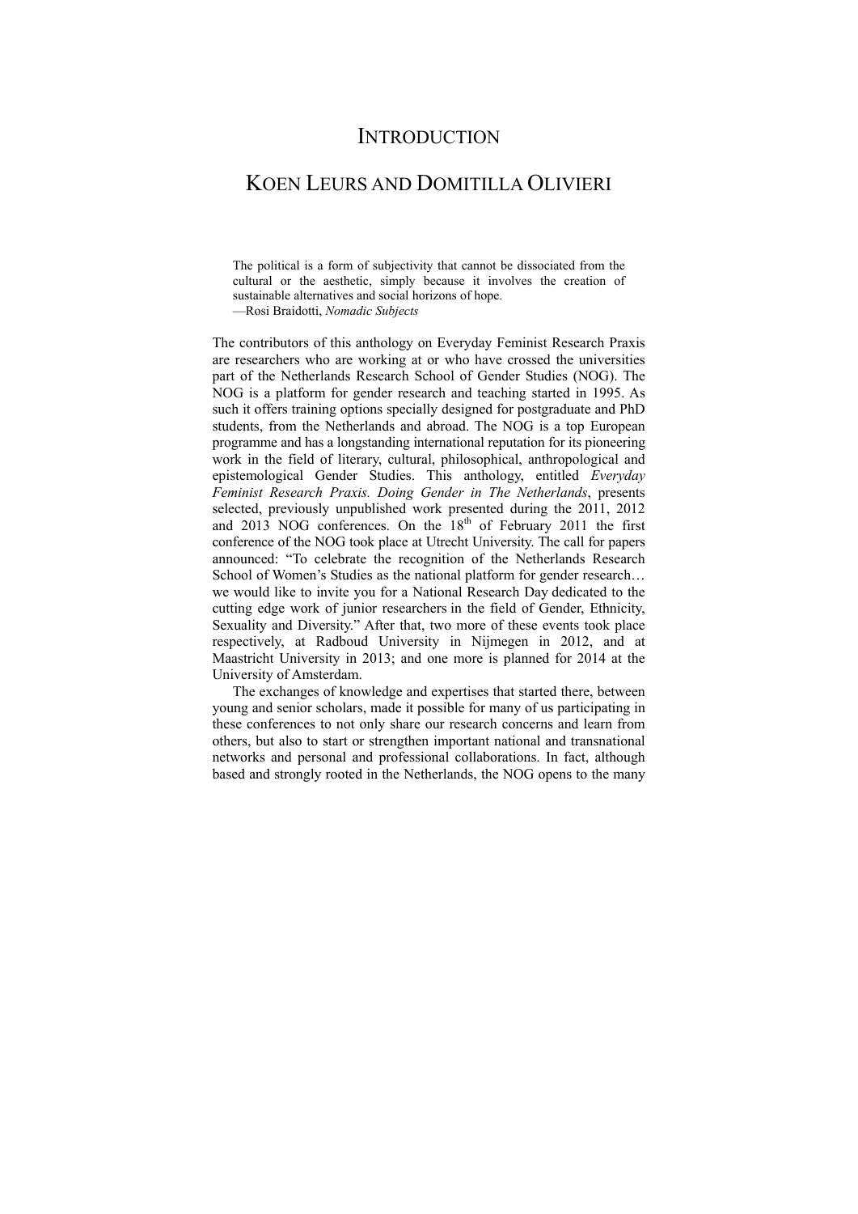# INTRODUCTION

## KOEN LEURS AND DOMITILLA OLIVIERI

> The political is a form of subjectivity that cannot be dissociated from the cultural or the aesthetic, simply because it involves the creation of sustainable alternatives and social horizons of hope.
> —Rosi Braidotti, *Nomadic Subjects*

The contributors of this anthology on Everyday Feminist Research Praxis are researchers who are working at or who have crossed the universities part of the Netherlands Research School of Gender Studies (NOG). The NOG is a platform for gender research and teaching started in 1995. As such it offers training options specially designed for postgraduate and PhD students, from the Netherlands and abroad. The NOG is a top European programme and has a longstanding international reputation for its pioneering work in the field of literary, cultural, philosophical, anthropological and epistemological Gender Studies. This anthology, entitled *Everyday Feminist Research Praxis. Doing Gender in The Netherlands*, presents selected, previously unpublished work presented during the 2011, 2012 and 2013 NOG conferences. On the 18th of February 2011 the first conference of the NOG took place at Utrecht University. The call for papers announced: "To celebrate the recognition of the Netherlands Research School of Women's Studies as the national platform for gender research… we would like to invite you for a National Research Day dedicated to the cutting edge work of junior researchers in the field of Gender, Ethnicity, Sexuality and Diversity." After that, two more of these events took place respectively, at Radboud University in Nijmegen in 2012, and at Maastricht University in 2013; and one more is planned for 2014 at the University of Amsterdam.

The exchanges of knowledge and expertises that started there, between young and senior scholars, made it possible for many of us participating in these conferences to not only share our research concerns and learn from others, but also to start or strengthen important national and transnational networks and personal and professional collaborations. In fact, although based and strongly rooted in the Netherlands, the NOG opens to the many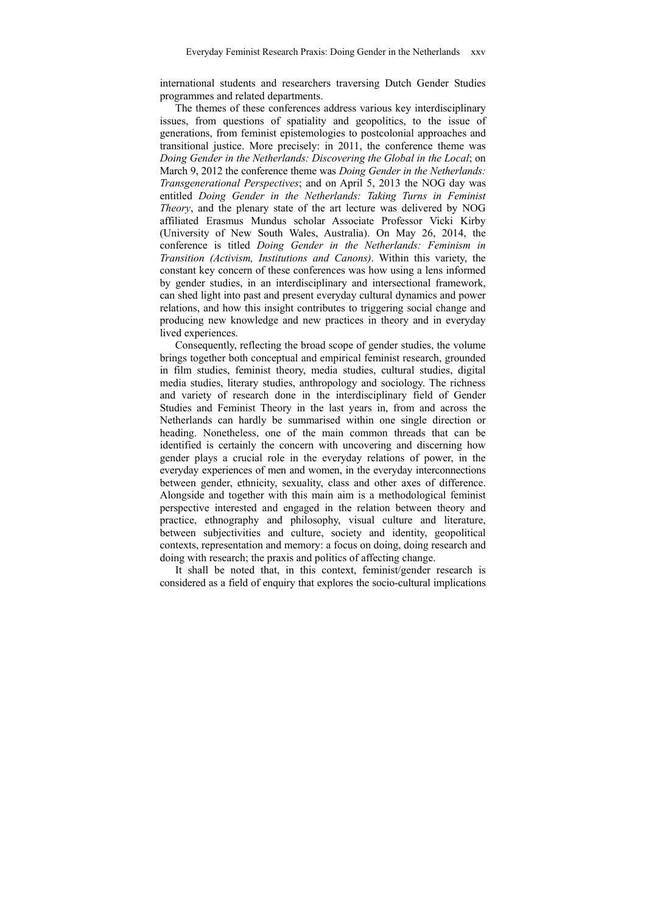international students and researchers traversing Dutch Gender Studies programmes and related departments.

The themes of these conferences address various key interdisciplinary issues, from questions of spatiality and geopolitics, to the issue of generations, from feminist epistemologies to postcolonial approaches and transitional justice. More precisely: in 2011, the conference theme was *Doing Gender in the Netherlands: Discovering the Global in the Local*; on March 9, 2012 the conference theme was *Doing Gender in the Netherlands: Transgenerational Perspectives*; and on April 5, 2013 the NOG day was entitled *Doing Gender in the Netherlands: Taking Turns in Feminist Theory*, and the plenary state of the art lecture was delivered by NOG affiliated Erasmus Mundus scholar Associate Professor Vicki Kirby (University of New South Wales, Australia). On May 26, 2014, the conference is titled *Doing Gender in the Netherlands: Feminism in Transition (Activism, Institutions and Canons)*. Within this variety, the constant key concern of these conferences was how using a lens informed by gender studies, in an interdisciplinary and intersectional framework, can shed light into past and present everyday cultural dynamics and power relations, and how this insight contributes to triggering social change and producing new knowledge and new practices in theory and in everyday lived experiences.

Consequently, reflecting the broad scope of gender studies, the volume brings together both conceptual and empirical feminist research, grounded in film studies, feminist theory, media studies, cultural studies, digital media studies, literary studies, anthropology and sociology. The richness and variety of research done in the interdisciplinary field of Gender Studies and Feminist Theory in the last years in, from and across the Netherlands can hardly be summarised within one single direction or heading. Nonetheless, one of the main common threads that can be identified is certainly the concern with uncovering and discerning how gender plays a crucial role in the everyday relations of power, in the everyday experiences of men and women, in the everyday interconnections between gender, ethnicity, sexuality, class and other axes of difference. Alongside and together with this main aim is a methodological feminist perspective interested and engaged in the relation between theory and practice, ethnography and philosophy, visual culture and literature, between subjectivities and culture, society and identity, geopolitical contexts, representation and memory: a focus on doing, doing research and doing with research; the praxis and politics of affecting change.

It shall be noted that, in this context, feminist/gender research is considered as a field of enquiry that explores the socio-cultural implications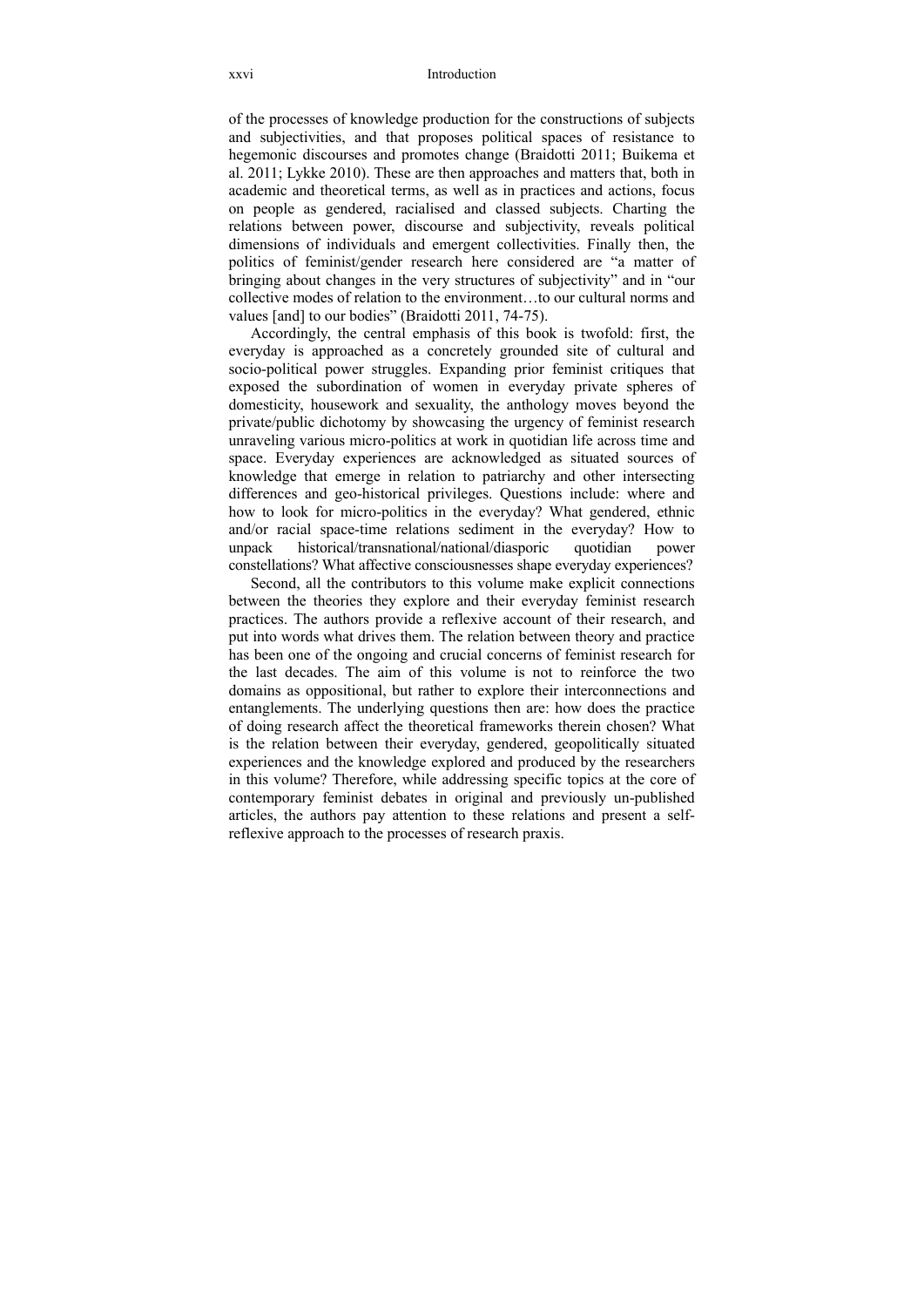of the processes of knowledge production for the constructions of subjects and subjectivities, and that proposes political spaces of resistance to hegemonic discourses and promotes change (Braidotti 2011; Buikema et al. 2011; Lykke 2010). These are then approaches and matters that, both in academic and theoretical terms, as well as in practices and actions, focus on people as gendered, racialised and classed subjects. Charting the relations between power, discourse and subjectivity, reveals political dimensions of individuals and emergent collectivities. Finally then, the politics of feminist/gender research here considered are "a matter of bringing about changes in the very structures of subjectivity" and in "our collective modes of relation to the environment…to our cultural norms and values [and] to our bodies" (Braidotti 2011, 74-75).

Accordingly, the central emphasis of this book is twofold: first, the everyday is approached as a concretely grounded site of cultural and socio-political power struggles. Expanding prior feminist critiques that exposed the subordination of women in everyday private spheres of domesticity, housework and sexuality, the anthology moves beyond the private/public dichotomy by showcasing the urgency of feminist research unraveling various micro-politics at work in quotidian life across time and space. Everyday experiences are acknowledged as situated sources of knowledge that emerge in relation to patriarchy and other intersecting differences and geo-historical privileges. Questions include: where and how to look for micro-politics in the everyday? What gendered, ethnic and/or racial space-time relations sediment in the everyday? How to unpack historical/transnational/national/diasporic quotidian power constellations? What affective consciousnesses shape everyday experiences?

Second, all the contributors to this volume make explicit connections between the theories they explore and their everyday feminist research practices. The authors provide a reflexive account of their research, and put into words what drives them. The relation between theory and practice has been one of the ongoing and crucial concerns of feminist research for the last decades. The aim of this volume is not to reinforce the two domains as oppositional, but rather to explore their interconnections and entanglements. The underlying questions then are: how does the practice of doing research affect the theoretical frameworks therein chosen? What is the relation between their everyday, gendered, geopolitically situated experiences and the knowledge explored and produced by the researchers in this volume? Therefore, while addressing specific topics at the core of contemporary feminist debates in original and previously un-published articles, the authors pay attention to these relations and present a self-reflexive approach to the processes of research praxis.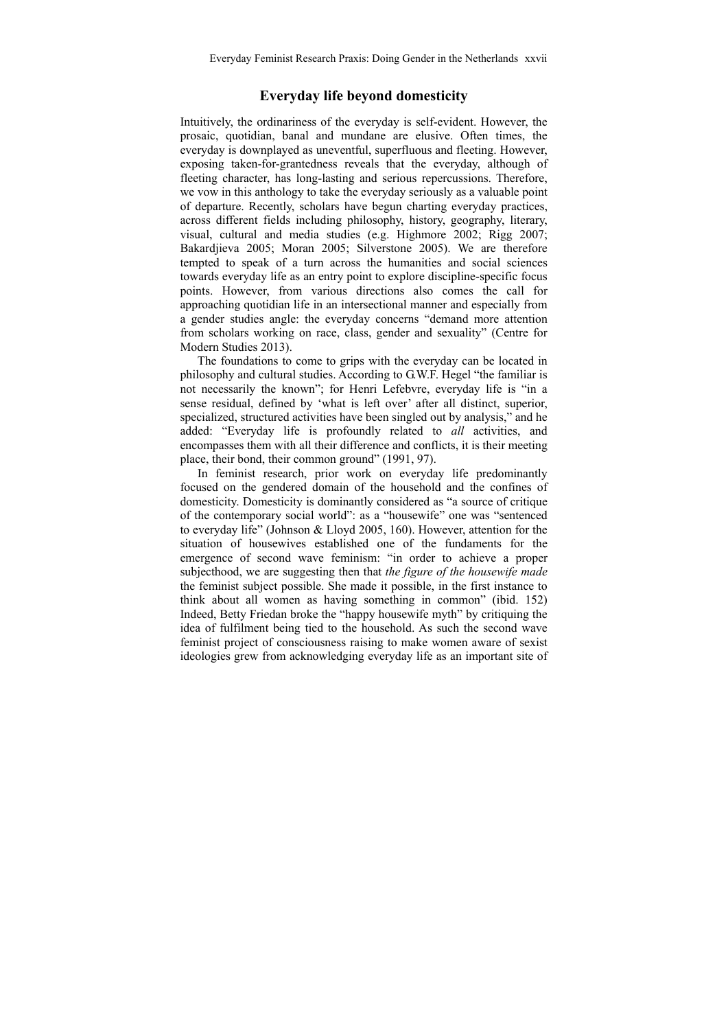## Everyday life beyond domesticity

Intuitively, the ordinariness of the everyday is self-evident. However, the prosaic, quotidian, banal and mundane are elusive. Often times, the everyday is downplayed as uneventful, superfluous and fleeting. However, exposing taken-for-grantedness reveals that the everyday, although of fleeting character, has long-lasting and serious repercussions. Therefore, we vow in this anthology to take the everyday seriously as a valuable point of departure. Recently, scholars have begun charting everyday practices, across different fields including philosophy, history, geography, literary, visual, cultural and media studies (e.g. Highmore 2002; Rigg 2007; Bakardjieva 2005; Moran 2005; Silverstone 2005). We are therefore tempted to speak of a turn across the humanities and social sciences towards everyday life as an entry point to explore discipline-specific focus points. However, from various directions also comes the call for approaching quotidian life in an intersectional manner and especially from a gender studies angle: the everyday concerns "demand more attention from scholars working on race, class, gender and sexuality" (Centre for Modern Studies 2013).

The foundations to come to grips with the everyday can be located in philosophy and cultural studies. According to G.W.F. Hegel "the familiar is not necessarily the known"; for Henri Lefebvre, everyday life is "in a sense residual, defined by 'what is left over' after all distinct, superior, specialized, structured activities have been singled out by analysis," and he added: "Everyday life is profoundly related to *all* activities, and encompasses them with all their difference and conflicts, it is their meeting place, their bond, their common ground" (1991, 97).

In feminist research, prior work on everyday life predominantly focused on the gendered domain of the household and the confines of domesticity. Domesticity is dominantly considered as "a source of critique of the contemporary social world": as a "housewife" one was "sentenced to everyday life" (Johnson & Lloyd 2005, 160). However, attention for the situation of housewives established one of the fundaments for the emergence of second wave feminism: "in order to achieve a proper subjecthood, we are suggesting then that *the figure of the housewife made* the feminist subject possible. She made it possible, in the first instance to think about all women as having something in common" (ibid. 152) Indeed, Betty Friedan broke the "happy housewife myth" by critiquing the idea of fulfilment being tied to the household. As such the second wave feminist project of consciousness raising to make women aware of sexist ideologies grew from acknowledging everyday life as an important site of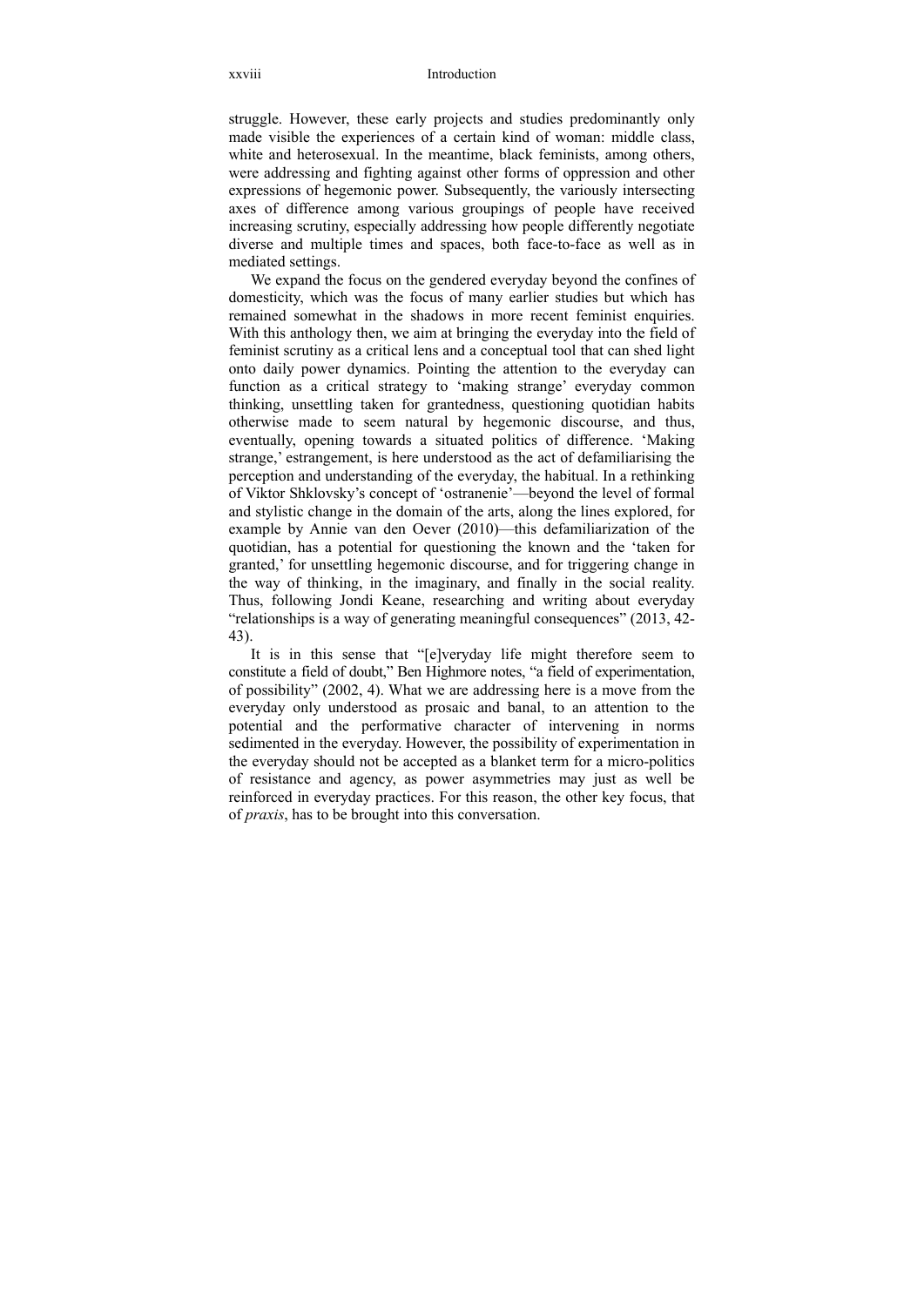struggle. However, these early projects and studies predominantly only made visible the experiences of a certain kind of woman: middle class, white and heterosexual. In the meantime, black feminists, among others, were addressing and fighting against other forms of oppression and other expressions of hegemonic power. Subsequently, the variously intersecting axes of difference among various groupings of people have received increasing scrutiny, especially addressing how people differently negotiate diverse and multiple times and spaces, both face-to-face as well as in mediated settings.

We expand the focus on the gendered everyday beyond the confines of domesticity, which was the focus of many earlier studies but which has remained somewhat in the shadows in more recent feminist enquiries. With this anthology then, we aim at bringing the everyday into the field of feminist scrutiny as a critical lens and a conceptual tool that can shed light onto daily power dynamics. Pointing the attention to the everyday can function as a critical strategy to 'making strange' everyday common thinking, unsettling taken for grantedness, questioning quotidian habits otherwise made to seem natural by hegemonic discourse, and thus, eventually, opening towards a situated politics of difference. 'Making strange,' estrangement, is here understood as the act of defamiliarising the perception and understanding of the everyday, the habitual. In a rethinking of Viktor Shklovsky's concept of 'ostranenie'—beyond the level of formal and stylistic change in the domain of the arts, along the lines explored, for example by Annie van den Oever (2010)—this defamiliarization of the quotidian, has a potential for questioning the known and the 'taken for granted,' for unsettling hegemonic discourse, and for triggering change in the way of thinking, in the imaginary, and finally in the social reality. Thus, following Jondi Keane, researching and writing about everyday "relationships is a way of generating meaningful consequences" (2013, 42-43).

It is in this sense that "[e]veryday life might therefore seem to constitute a field of doubt," Ben Highmore notes, "a field of experimentation, of possibility" (2002, 4). What we are addressing here is a move from the everyday only understood as prosaic and banal, to an attention to the potential and the performative character of intervening in norms sedimented in the everyday. However, the possibility of experimentation in the everyday should not be accepted as a blanket term for a micro-politics of resistance and agency, as power asymmetries may just as well be reinforced in everyday practices. For this reason, the other key focus, that of *praxis*, has to be brought into this conversation.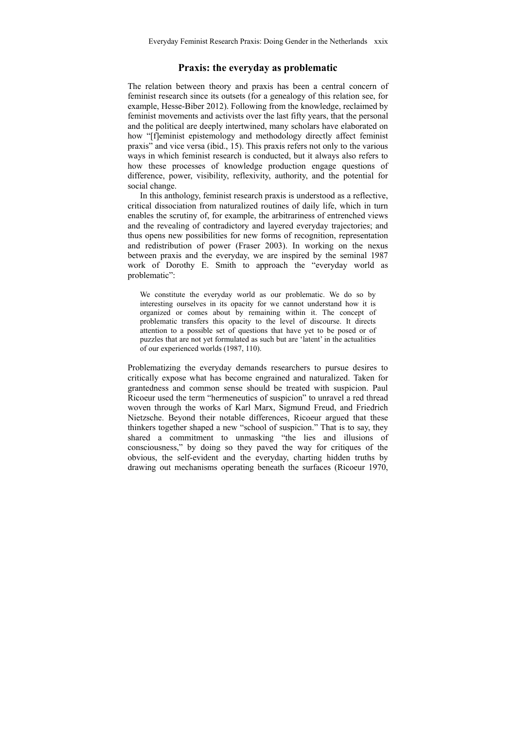## Praxis: the everyday as problematic

The relation between theory and praxis has been a central concern of feminist research since its outsets (for a genealogy of this relation see, for example, Hesse-Biber 2012). Following from the knowledge, reclaimed by feminist movements and activists over the last fifty years, that the personal and the political are deeply intertwined, many scholars have elaborated on how "[f]eminist epistemology and methodology directly affect feminist praxis" and vice versa (ibid., 15). This praxis refers not only to the various ways in which feminist research is conducted, but it always also refers to how these processes of knowledge production engage questions of difference, power, visibility, reflexivity, authority, and the potential for social change.

In this anthology, feminist research praxis is understood as a reflective, critical dissociation from naturalized routines of daily life, which in turn enables the scrutiny of, for example, the arbitrariness of entrenched views and the revealing of contradictory and layered everyday trajectories; and thus opens new possibilities for new forms of recognition, representation and redistribution of power (Fraser 2003). In working on the nexus between praxis and the everyday, we are inspired by the seminal 1987 work of Dorothy E. Smith to approach the "everyday world as problematic":

> We constitute the everyday world as our problematic. We do so by interesting ourselves in its opacity for we cannot understand how it is organized or comes about by remaining within it. The concept of problematic transfers this opacity to the level of discourse. It directs attention to a possible set of questions that have yet to be posed or of puzzles that are not yet formulated as such but are 'latent' in the actualities of our experienced worlds (1987, 110).

Problematizing the everyday demands researchers to pursue desires to critically expose what has become engrained and naturalized. Taken for grantedness and common sense should be treated with suspicion. Paul Ricoeur used the term "hermeneutics of suspicion" to unravel a red thread woven through the works of Karl Marx, Sigmund Freud, and Friedrich Nietzsche. Beyond their notable differences, Ricoeur argued that these thinkers together shaped a new "school of suspicion." That is to say, they shared a commitment to unmasking "the lies and illusions of consciousness," by doing so they paved the way for critiques of the obvious, the self-evident and the everyday, charting hidden truths by drawing out mechanisms operating beneath the surfaces (Ricoeur 1970,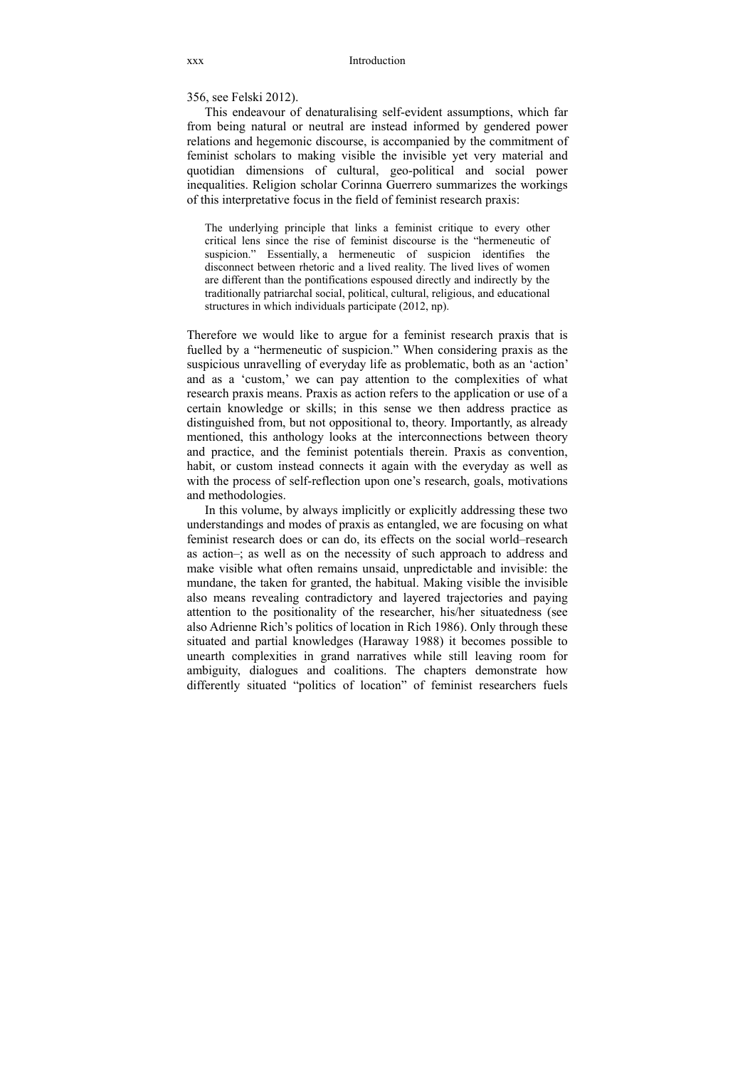356, see Felski 2012).

This endeavour of denaturalising self-evident assumptions, which far from being natural or neutral are instead informed by gendered power relations and hegemonic discourse, is accompanied by the commitment of feminist scholars to making visible the invisible yet very material and quotidian dimensions of cultural, geo-political and social power inequalities. Religion scholar Corinna Guerrero summarizes the workings of this interpretative focus in the field of feminist research praxis:

> The underlying principle that links a feminist critique to every other critical lens since the rise of feminist discourse is the "hermeneutic of suspicion." Essentially, a hermeneutic of suspicion identifies the disconnect between rhetoric and a lived reality. The lived lives of women are different than the pontifications espoused directly and indirectly by the traditionally patriarchal social, political, cultural, religious, and educational structures in which individuals participate (2012, np).

Therefore we would like to argue for a feminist research praxis that is fuelled by a "hermeneutic of suspicion." When considering praxis as the suspicious unravelling of everyday life as problematic, both as an 'action' and as a 'custom,' we can pay attention to the complexities of what research praxis means. Praxis as action refers to the application or use of a certain knowledge or skills; in this sense we then address practice as distinguished from, but not oppositional to, theory. Importantly, as already mentioned, this anthology looks at the interconnections between theory and practice, and the feminist potentials therein. Praxis as convention, habit, or custom instead connects it again with the everyday as well as with the process of self-reflection upon one's research, goals, motivations and methodologies.

In this volume, by always implicitly or explicitly addressing these two understandings and modes of praxis as entangled, we are focusing on what feminist research does or can do, its effects on the social world–research as action–; as well as on the necessity of such approach to address and make visible what often remains unsaid, unpredictable and invisible: the mundane, the taken for granted, the habitual. Making visible the invisible also means revealing contradictory and layered trajectories and paying attention to the positionality of the researcher, his/her situatedness (see also Adrienne Rich's politics of location in Rich 1986). Only through these situated and partial knowledges (Haraway 1988) it becomes possible to unearth complexities in grand narratives while still leaving room for ambiguity, dialogues and coalitions. The chapters demonstrate how differently situated "politics of location" of feminist researchers fuels